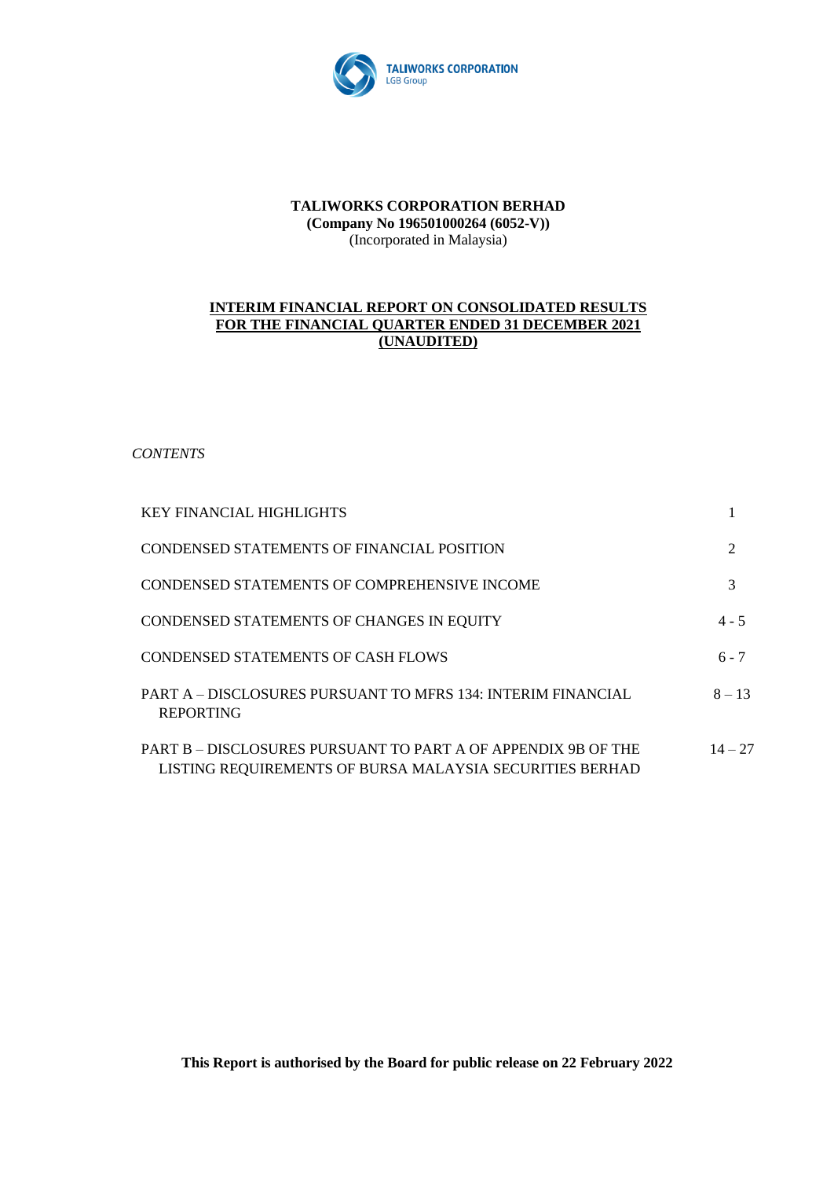TALIWORKS CORPORATION
LGB Group

**TALIWORKS CORPORATION BERHAD**
**(Company No 196501000264 (6052-V))**
(Incorporated in Malaysia)

**INTERIM FINANCIAL REPORT ON CONSOLIDATED RESULTS**
**FOR THE FINANCIAL QUARTER ENDED 31 DECEMBER 2021**
**(UNAUDITED)**

*CONTENTS*

| | |
|---|---|
| KEY FINANCIAL HIGHLIGHTS | 1 |
| CONDENSED STATEMENTS OF FINANCIAL POSITION | 2 |
| CONDENSED STATEMENTS OF COMPREHENSIVE INCOME | 3 |
| CONDENSED STATEMENTS OF CHANGES IN EQUITY | 4 - 5 |
| CONDENSED STATEMENTS OF CASH FLOWS | 6 - 7 |
| PART A – DISCLOSURES PURSUANT TO MFRS 134: INTERIM FINANCIAL REPORTING | 8 – 13 |
| PART B – DISCLOSURES PURSUANT TO PART A OF APPENDIX 9B OF THE LISTING REQUIREMENTS OF BURSA MALAYSIA SECURITIES BERHAD | 14 – 27 |

**This Report is authorised by the Board for public release on 22 February 2022**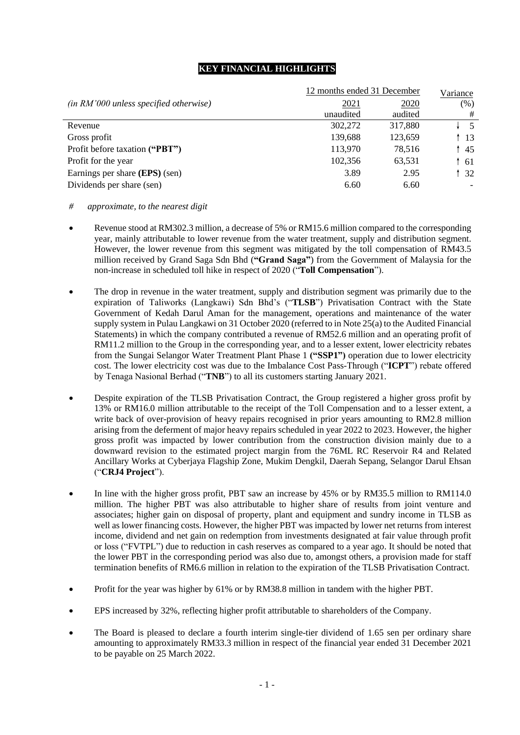# KEY FINANCIAL HIGHLIGHTS

| *(in RM'000 unless specified otherwise)* | 12 months ended 31 December | | Variance |
|---|---|---|---|
| | 2021 | 2020 | (%) |
| | unaudited | audited | # |
| Revenue | 302,272 | 317,880 | ↓ 5 |
| Gross profit | 139,688 | 123,659 | ↑ 13 |
| Profit before taxation **("PBT")** | 113,970 | 78,516 | ↑ 45 |
| Profit for the year | 102,356 | 63,531 | ↑ 61 |
| Earnings per share **(EPS)** (sen) | 3.89 | 2.95 | ↑ 32 |
| Dividends per share (sen) | 6.60 | 6.60 | - |

*# approximate, to the nearest digit*

- Revenue stood at RM302.3 million, a decrease of 5% or RM15.6 million compared to the corresponding year, mainly attributable to lower revenue from the water treatment, supply and distribution segment. However, the lower revenue from this segment was mitigated by the toll compensation of RM43.5 million received by Grand Saga Sdn Bhd (**"Grand Saga"**) from the Government of Malaysia for the non-increase in scheduled toll hike in respect of 2020 ("**Toll Compensation**").

- The drop in revenue in the water treatment, supply and distribution segment was primarily due to the expiration of Taliworks (Langkawi) Sdn Bhd's ("**TLSB**") Privatisation Contract with the State Government of Kedah Darul Aman for the management, operations and maintenance of the water supply system in Pulau Langkawi on 31 October 2020 (referred to in Note 25(a) to the Audited Financial Statements) in which the company contributed a revenue of RM52.6 million and an operating profit of RM11.2 million to the Group in the corresponding year, and to a lesser extent, lower electricity rebates from the Sungai Selangor Water Treatment Plant Phase 1 **("SSP1")** operation due to lower electricity cost. The lower electricity cost was due to the Imbalance Cost Pass-Through ("**ICPT**") rebate offered by Tenaga Nasional Berhad ("**TNB**") to all its customers starting January 2021.

- Despite expiration of the TLSB Privatisation Contract, the Group registered a higher gross profit by 13% or RM16.0 million attributable to the receipt of the Toll Compensation and to a lesser extent, a write back of over-provision of heavy repairs recognised in prior years amounting to RM2.8 million arising from the deferment of major heavy repairs scheduled in year 2022 to 2023. However, the higher gross profit was impacted by lower contribution from the construction division mainly due to a downward revision to the estimated project margin from the 76ML RC Reservoir R4 and Related Ancillary Works at Cyberjaya Flagship Zone, Mukim Dengkil, Daerah Sepang, Selangor Darul Ehsan ("**CRJ4 Project**").

- In line with the higher gross profit, PBT saw an increase by 45% or by RM35.5 million to RM114.0 million. The higher PBT was also attributable to higher share of results from joint venture and associates; higher gain on disposal of property, plant and equipment and sundry income in TLSB as well as lower financing costs. However, the higher PBT was impacted by lower net returns from interest income, dividend and net gain on redemption from investments designated at fair value through profit or loss ("FVTPL") due to reduction in cash reserves as compared to a year ago. It should be noted that the lower PBT in the corresponding period was also due to, amongst others, a provision made for staff termination benefits of RM6.6 million in relation to the expiration of the TLSB Privatisation Contract.

- Profit for the year was higher by 61% or by RM38.8 million in tandem with the higher PBT.

- EPS increased by 32%, reflecting higher profit attributable to shareholders of the Company.

- The Board is pleased to declare a fourth interim single-tier dividend of 1.65 sen per ordinary share amounting to approximately RM33.3 million in respect of the financial year ended 31 December 2021 to be payable on 25 March 2022.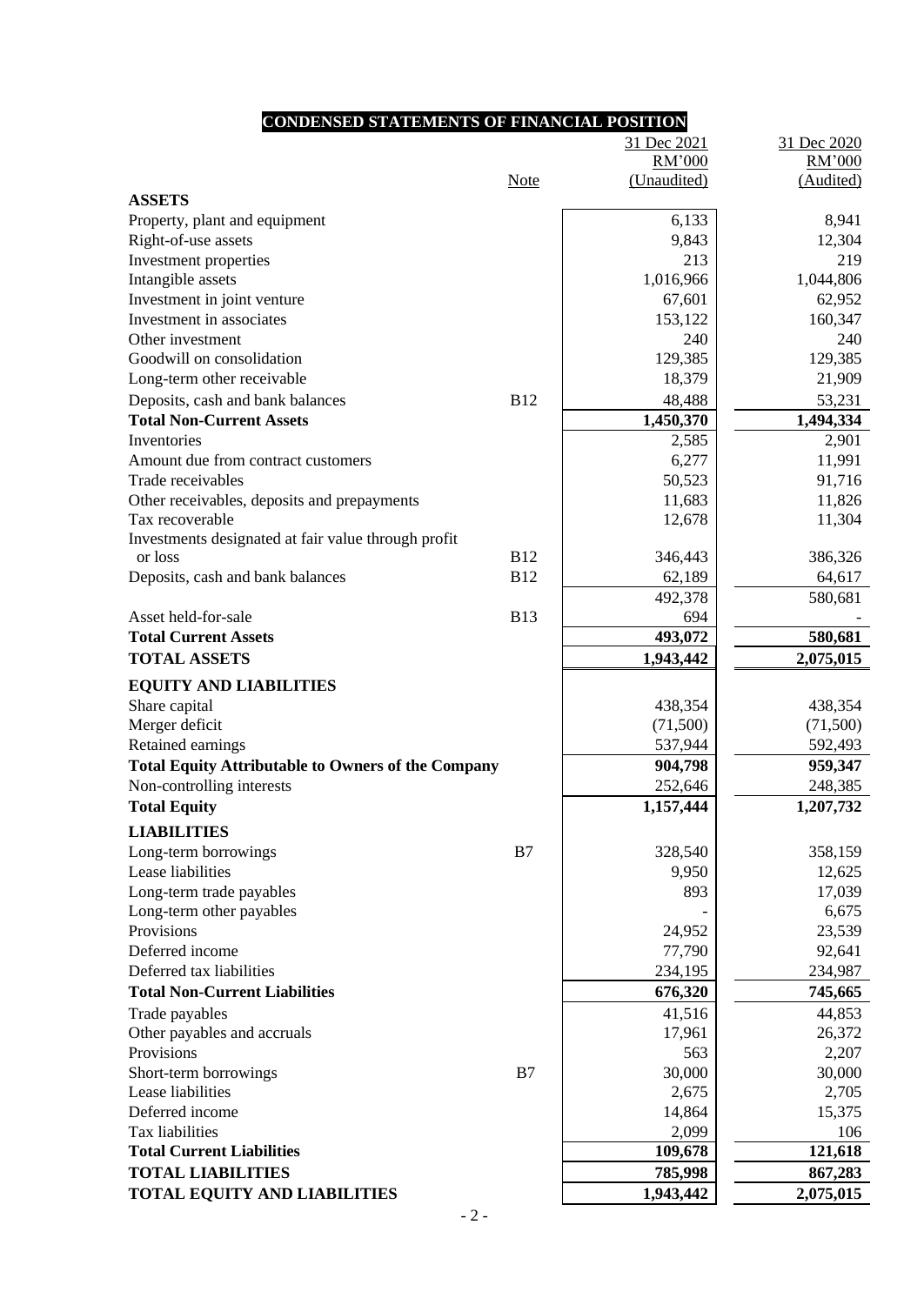## CONDENSED STATEMENTS OF FINANCIAL POSITION

| | Note | 31 Dec 2021 RM'000 (Unaudited) | 31 Dec 2020 RM'000 (Audited) |
|---|---|---|---|
| **ASSETS** | | | |
| Property, plant and equipment | | 6,133 | 8,941 |
| Right-of-use assets | | 9,843 | 12,304 |
| Investment properties | | 213 | 219 |
| Intangible assets | | 1,016,966 | 1,044,806 |
| Investment in joint venture | | 67,601 | 62,952 |
| Investment in associates | | 153,122 | 160,347 |
| Other investment | | 240 | 240 |
| Goodwill on consolidation | | 129,385 | 129,385 |
| Long-term other receivable | | 18,379 | 21,909 |
| Deposits, cash and bank balances | B12 | 48,488 | 53,231 |
| **Total Non-Current Assets** | | **1,450,370** | **1,494,334** |
| Inventories | | 2,585 | 2,901 |
| Amount due from contract customers | | 6,277 | 11,991 |
| Trade receivables | | 50,523 | 91,716 |
| Other receivables, deposits and prepayments | | 11,683 | 11,826 |
| Tax recoverable | | 12,678 | 11,304 |
| Investments designated at fair value through profit or loss | B12 | 346,443 | 386,326 |
| Deposits, cash and bank balances | B12 | 62,189 | 64,617 |
| | | 492,378 | 580,681 |
| Asset held-for-sale | B13 | 694 | - |
| **Total Current Assets** | | **493,072** | **580,681** |
| **TOTAL ASSETS** | | **1,943,442** | **2,075,015** |
| **EQUITY AND LIABILITIES** | | | |
| Share capital | | 438,354 | 438,354 |
| Merger deficit | | (71,500) | (71,500) |
| Retained earnings | | 537,944 | 592,493 |
| **Total Equity Attributable to Owners of the Company** | | **904,798** | **959,347** |
| Non-controlling interests | | 252,646 | 248,385 |
| **Total Equity** | | **1,157,444** | **1,207,732** |
| **LIABILITIES** | | | |
| Long-term borrowings | B7 | 328,540 | 358,159 |
| Lease liabilities | | 9,950 | 12,625 |
| Long-term trade payables | | 893 | 17,039 |
| Long-term other payables | | - | 6,675 |
| Provisions | | 24,952 | 23,539 |
| Deferred income | | 77,790 | 92,641 |
| Deferred tax liabilities | | 234,195 | 234,987 |
| **Total Non-Current Liabilities** | | **676,320** | **745,665** |
| Trade payables | | 41,516 | 44,853 |
| Other payables and accruals | | 17,961 | 26,372 |
| Provisions | | 563 | 2,207 |
| Short-term borrowings | B7 | 30,000 | 30,000 |
| Lease liabilities | | 2,675 | 2,705 |
| Deferred income | | 14,864 | 15,375 |
| Tax liabilities | | 2,099 | 106 |
| **Total Current Liabilities** | | **109,678** | **121,618** |
| **TOTAL LIABILITIES** | | **785,998** | **867,283** |
| **TOTAL EQUITY AND LIABILITIES** | | **1,943,442** | **2,075,015** |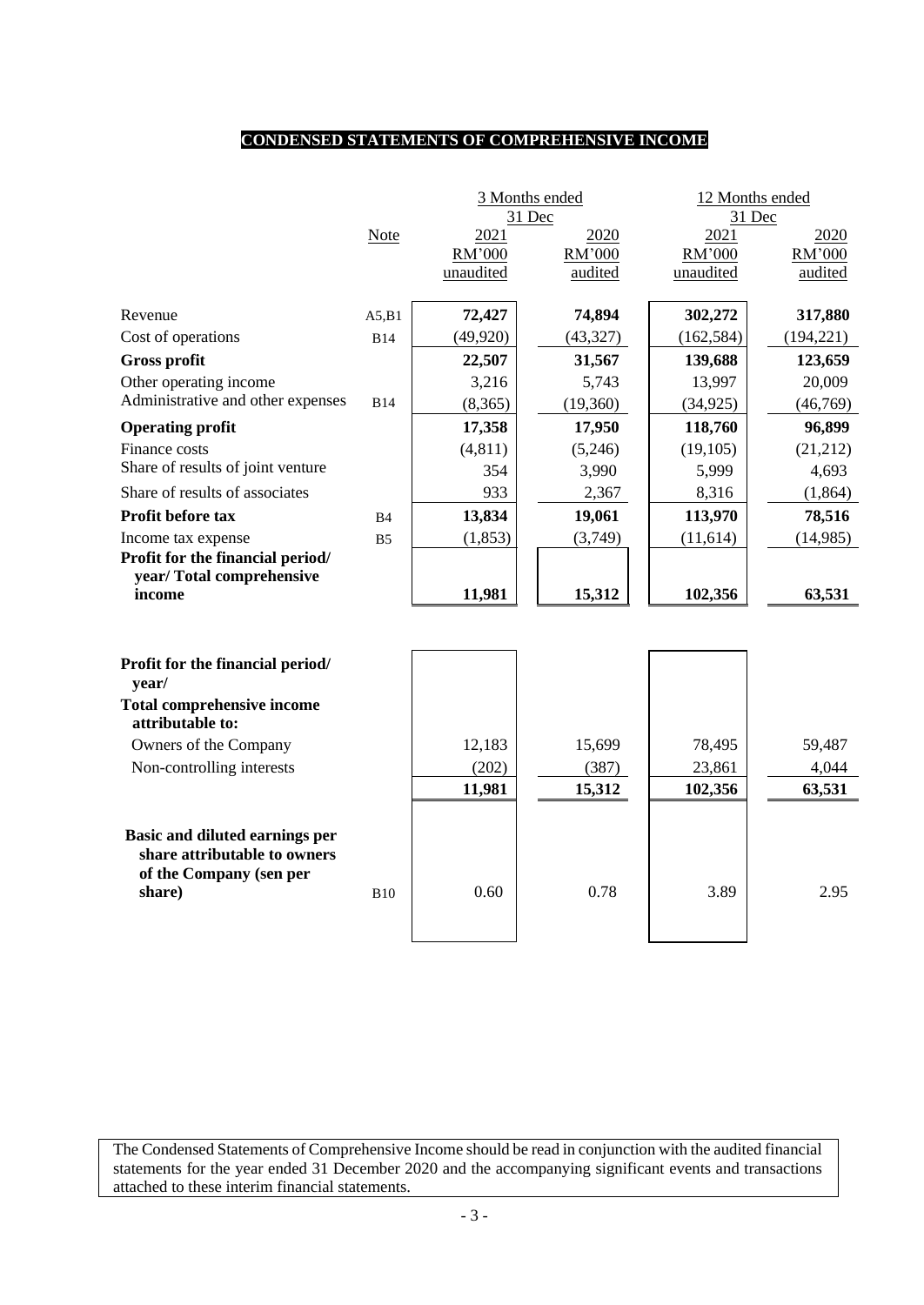# CONDENSED STATEMENTS OF COMPREHENSIVE INCOME

| | Note | 3 Months ended 31 Dec | | 12 Months ended 31 Dec | |
|---|---|---|---|---|---|
| | | 2021 | 2020 | 2021 | 2020 |
| | | RM'000 | RM'000 | RM'000 | RM'000 |
| | | unaudited | audited | unaudited | audited |
| Revenue | A5,B1 | **72,427** | **74,894** | **302,272** | **317,880** |
| Cost of operations | B14 | (49,920) | (43,327) | (162,584) | (194,221) |
| **Gross profit** | | **22,507** | **31,567** | **139,688** | **123,659** |
| Other operating income | | 3,216 | 5,743 | 13,997 | 20,009 |
| Administrative and other expenses | B14 | (8,365) | (19,360) | (34,925) | (46,769) |
| **Operating profit** | | **17,358** | **17,950** | **118,760** | **96,899** |
| Finance costs | | (4,811) | (5,246) | (19,105) | (21,212) |
| Share of results of joint venture | | 354 | 3,990 | 5,999 | 4,693 |
| Share of results of associates | | 933 | 2,367 | 8,316 | (1,864) |
| **Profit before tax** | B4 | **13,834** | **19,061** | **113,970** | **78,516** |
| Income tax expense | B5 | (1,853) | (3,749) | (11,614) | (14,985) |
| **Profit for the financial period/ year/ Total comprehensive income** | | **11,981** | **15,312** | **102,356** | **63,531** |
| | | | | | |
| **Profit for the financial period/ year/** | | | | | |
| **Total comprehensive income attributable to:** | | | | | |
| Owners of the Company | | 12,183 | 15,699 | 78,495 | 59,487 |
| Non-controlling interests | | (202) | (387) | 23,861 | 4,044 |
| | | **11,981** | **15,312** | **102,356** | **63,531** |
| | | | | | |
| **Basic and diluted earnings per share attributable to owners of the Company (sen per share)** | B10 | 0.60 | 0.78 | 3.89 | 2.95 |

The Condensed Statements of Comprehensive Income should be read in conjunction with the audited financial statements for the year ended 31 December 2020 and the accompanying significant events and transactions attached to these interim financial statements.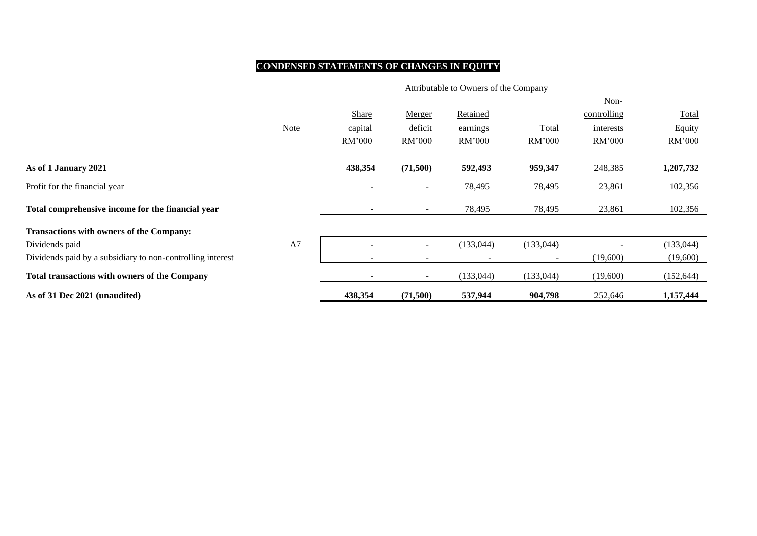# CONDENSED STATEMENTS OF CHANGES IN EQUITY

| | | Attributable to Owners of the Company | | | | | |
|---|---|---|---|---|---|---|---|
| | Note | Share capital RM'000 | Merger deficit RM'000 | Retained earnings RM'000 | Total RM'000 | Non-controlling interests RM'000 | Total Equity RM'000 |
| **As of 1 January 2021** | | **438,354** | **(71,500)** | **592,493** | **959,347** | 248,385 | **1,207,732** |
| Profit for the financial year | | - | - | 78,495 | 78,495 | 23,861 | 102,356 |
| **Total comprehensive income for the financial year** | | - | - | 78,495 | 78,495 | 23,861 | 102,356 |
| **Transactions with owners of the Company:** | | | | | | | |
| Dividends paid | A7 | - | - | (133,044) | (133,044) | - | (133,044) |
| Dividends paid by a subsidiary to non-controlling interest | | - | - | - | - | (19,600) | (19,600) |
| **Total transactions with owners of the Company** | | - | - | (133,044) | (133,044) | (19,600) | (152,644) |
| **As of 31 Dec 2021 (unaudited)** | | **438,354** | **(71,500)** | **537,944** | **904,798** | 252,646 | **1,157,444** |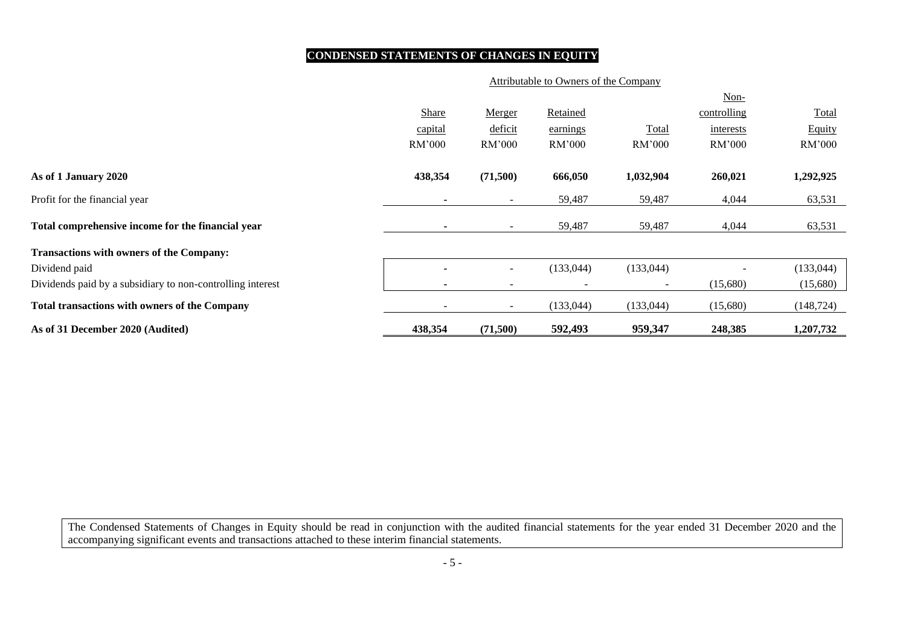# CONDENSED STATEMENTS OF CHANGES IN EQUITY

| | Attributable to Owners of the Company | | | | | |
|---|---|---|---|---|---|---|
| | Share capital | Merger deficit | Retained earnings | Total | Non-controlling interests | Total Equity |
| | RM'000 | RM'000 | RM'000 | RM'000 | RM'000 | RM'000 |
| **As of 1 January 2020** | **438,354** | **(71,500)** | **666,050** | **1,032,904** | **260,021** | **1,292,925** |
| Profit for the financial year | - | - | 59,487 | 59,487 | 4,044 | 63,531 |
| **Total comprehensive income for the financial year** | - | - | 59,487 | 59,487 | 4,044 | 63,531 |
| **Transactions with owners of the Company:** | | | | | | |
| Dividend paid | - | - | (133,044) | (133,044) | - | (133,044) |
| Dividends paid by a subsidiary to non-controlling interest | - | - | - | - | (15,680) | (15,680) |
| **Total transactions with owners of the Company** | - | - | (133,044) | (133,044) | (15,680) | (148,724) |
| **As of 31 December 2020 (Audited)** | **438,354** | **(71,500)** | **592,493** | **959,347** | **248,385** | **1,207,732** |

The Condensed Statements of Changes in Equity should be read in conjunction with the audited financial statements for the year ended 31 December 2020 and the accompanying significant events and transactions attached to these interim financial statements.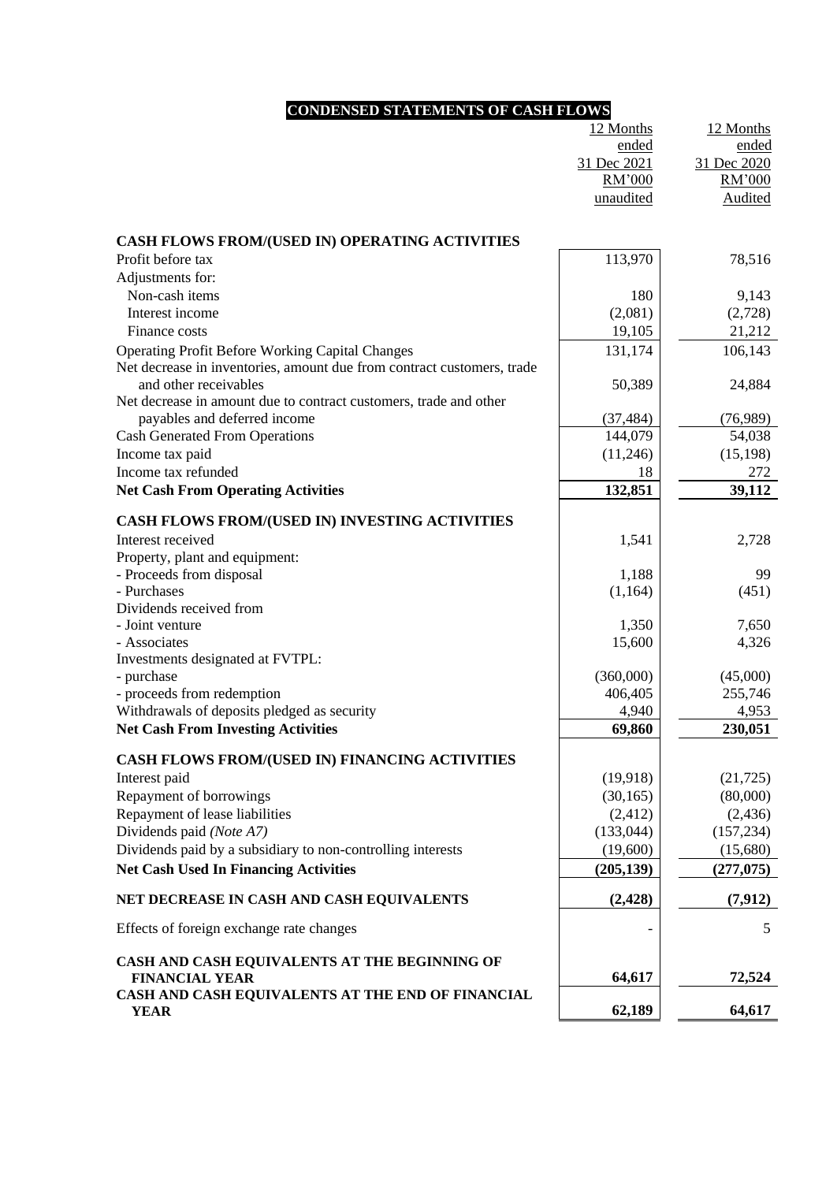## CONDENSED STATEMENTS OF CASH FLOWS

| | 12 Months ended 31 Dec 2021 RM'000 unaudited | 12 Months ended 31 Dec 2020 RM'000 Audited |
|---|---|---|
| **CASH FLOWS FROM/(USED IN) OPERATING ACTIVITIES** | | |
| Profit before tax | 113,970 | 78,516 |
| Adjustments for: | | |
| Non-cash items | 180 | 9,143 |
| Interest income | (2,081) | (2,728) |
| Finance costs | 19,105 | 21,212 |
| Operating Profit Before Working Capital Changes | 131,174 | 106,143 |
| Net decrease in inventories, amount due from contract customers, trade and other receivables | 50,389 | 24,884 |
| Net decrease in amount due to contract customers, trade and other payables and deferred income | (37,484) | (76,989) |
| Cash Generated From Operations | 144,079 | 54,038 |
| Income tax paid | (11,246) | (15,198) |
| Income tax refunded | 18 | 272 |
| **Net Cash From Operating Activities** | **132,851** | **39,112** |
| **CASH FLOWS FROM/(USED IN) INVESTING ACTIVITIES** | | |
| Interest received | 1,541 | 2,728 |
| Property, plant and equipment: | | |
| - Proceeds from disposal | 1,188 | 99 |
| - Purchases | (1,164) | (451) |
| Dividends received from | | |
| - Joint venture | 1,350 | 7,650 |
| - Associates | 15,600 | 4,326 |
| Investments designated at FVTPL: | | |
| - purchase | (360,000) | (45,000) |
| - proceeds from redemption | 406,405 | 255,746 |
| Withdrawals of deposits pledged as security | 4,940 | 4,953 |
| **Net Cash From Investing Activities** | **69,860** | **230,051** |
| **CASH FLOWS FROM/(USED IN) FINANCING ACTIVITIES** | | |
| Interest paid | (19,918) | (21,725) |
| Repayment of borrowings | (30,165) | (80,000) |
| Repayment of lease liabilities | (2,412) | (2,436) |
| Dividends paid *(Note A7)* | (133,044) | (157,234) |
| Dividends paid by a subsidiary to non-controlling interests | (19,600) | (15,680) |
| **Net Cash Used In Financing Activities** | **(205,139)** | **(277,075)** |
| **NET DECREASE IN CASH AND CASH EQUIVALENTS** | **(2,428)** | **(7,912)** |
| Effects of foreign exchange rate changes | - | 5 |
| **CASH AND CASH EQUIVALENTS AT THE BEGINNING OF FINANCIAL YEAR** | **64,617** | **72,524** |
| **CASH AND CASH EQUIVALENTS AT THE END OF FINANCIAL YEAR** | **62,189** | **64,617** |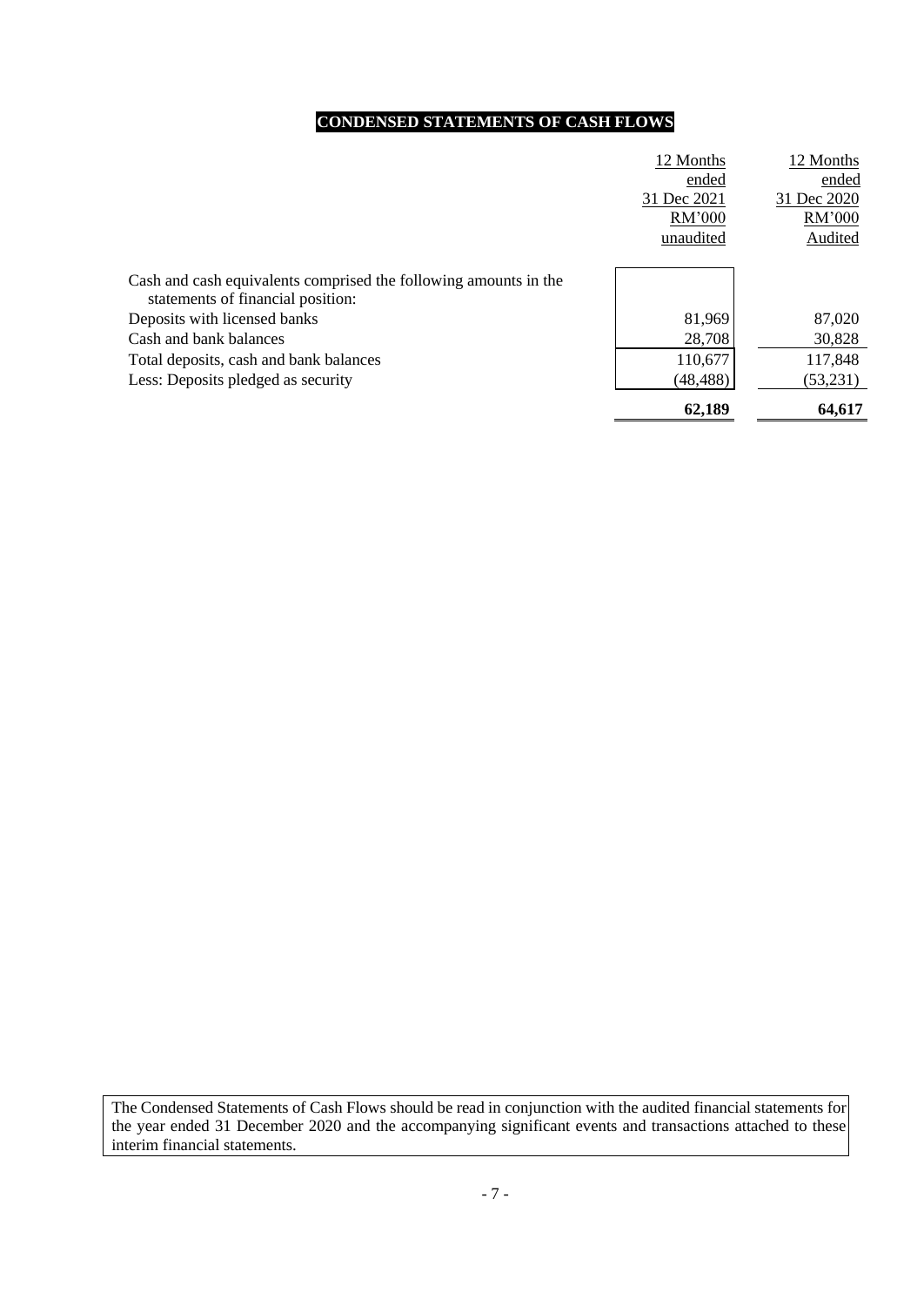# CONDENSED STATEMENTS OF CASH FLOWS

| | 12 Months ended 31 Dec 2021 RM'000 unaudited | 12 Months ended 31 Dec 2020 RM'000 Audited |
|---|---|---|
| Cash and cash equivalents comprised the following amounts in the statements of financial position: | | |
| Deposits with licensed banks | 81,969 | 87,020 |
| Cash and bank balances | 28,708 | 30,828 |
| Total deposits, cash and bank balances | 110,677 | 117,848 |
| Less: Deposits pledged as security | (48,488) | (53,231) |
| | **62,189** | **64,617** |

The Condensed Statements of Cash Flows should be read in conjunction with the audited financial statements for the year ended 31 December 2020 and the accompanying significant events and transactions attached to these interim financial statements.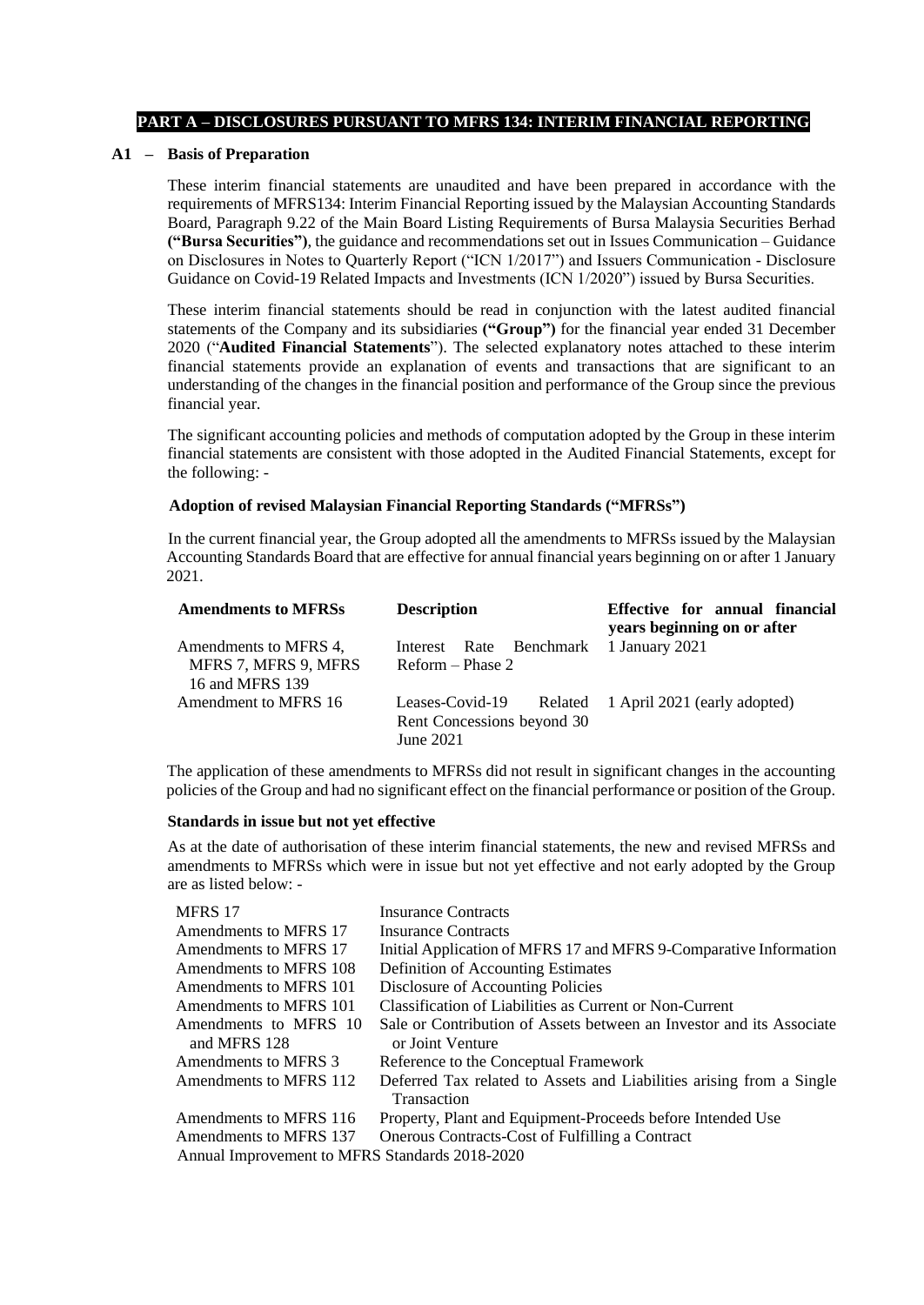## PART A – DISCLOSURES PURSUANT TO MFRS 134: INTERIM FINANCIAL REPORTING

### A1 – Basis of Preparation

These interim financial statements are unaudited and have been prepared in accordance with the requirements of MFRS134: Interim Financial Reporting issued by the Malaysian Accounting Standards Board, Paragraph 9.22 of the Main Board Listing Requirements of Bursa Malaysia Securities Berhad **("Bursa Securities")**, the guidance and recommendations set out in Issues Communication – Guidance on Disclosures in Notes to Quarterly Report ("ICN 1/2017") and Issuers Communication - Disclosure Guidance on Covid-19 Related Impacts and Investments (ICN 1/2020") issued by Bursa Securities.

These interim financial statements should be read in conjunction with the latest audited financial statements of the Company and its subsidiaries **("Group")** for the financial year ended 31 December 2020 ("**Audited Financial Statements**"). The selected explanatory notes attached to these interim financial statements provide an explanation of events and transactions that are significant to an understanding of the changes in the financial position and performance of the Group since the previous financial year.

The significant accounting policies and methods of computation adopted by the Group in these interim financial statements are consistent with those adopted in the Audited Financial Statements, except for the following: -

**Adoption of revised Malaysian Financial Reporting Standards ("MFRSs")**

In the current financial year, the Group adopted all the amendments to MFRSs issued by the Malaysian Accounting Standards Board that are effective for annual financial years beginning on or after 1 January 2021.

| Amendments to MFRSs | Description | Effective for annual financial years beginning on or after |
|---|---|---|
| Amendments to MFRS 4, MFRS 7, MFRS 9, MFRS 16 and MFRS 139 | Interest Rate Benchmark Reform – Phase 2 | 1 January 2021 |
| Amendment to MFRS 16 | Leases-Covid-19 Related Rent Concessions beyond 30 June 2021 | 1 April 2021 (early adopted) |

The application of these amendments to MFRSs did not result in significant changes in the accounting policies of the Group and had no significant effect on the financial performance or position of the Group.

**Standards in issue but not yet effective**

As at the date of authorisation of these interim financial statements, the new and revised MFRSs and amendments to MFRSs which were in issue but not yet effective and not early adopted by the Group are as listed below: -

| | |
|---|---|
| MFRS 17 | Insurance Contracts |
| Amendments to MFRS 17 | Insurance Contracts |
| Amendments to MFRS 17 | Initial Application of MFRS 17 and MFRS 9-Comparative Information |
| Amendments to MFRS 108 | Definition of Accounting Estimates |
| Amendments to MFRS 101 | Disclosure of Accounting Policies |
| Amendments to MFRS 101 | Classification of Liabilities as Current or Non-Current |
| Amendments to MFRS 10 and MFRS 128 | Sale or Contribution of Assets between an Investor and its Associate or Joint Venture |
| Amendments to MFRS 3 | Reference to the Conceptual Framework |
| Amendments to MFRS 112 | Deferred Tax related to Assets and Liabilities arising from a Single Transaction |
| Amendments to MFRS 116 | Property, Plant and Equipment-Proceeds before Intended Use |
| Amendments to MFRS 137 | Onerous Contracts-Cost of Fulfilling a Contract |
| Annual Improvement to MFRS Standards 2018-2020 | |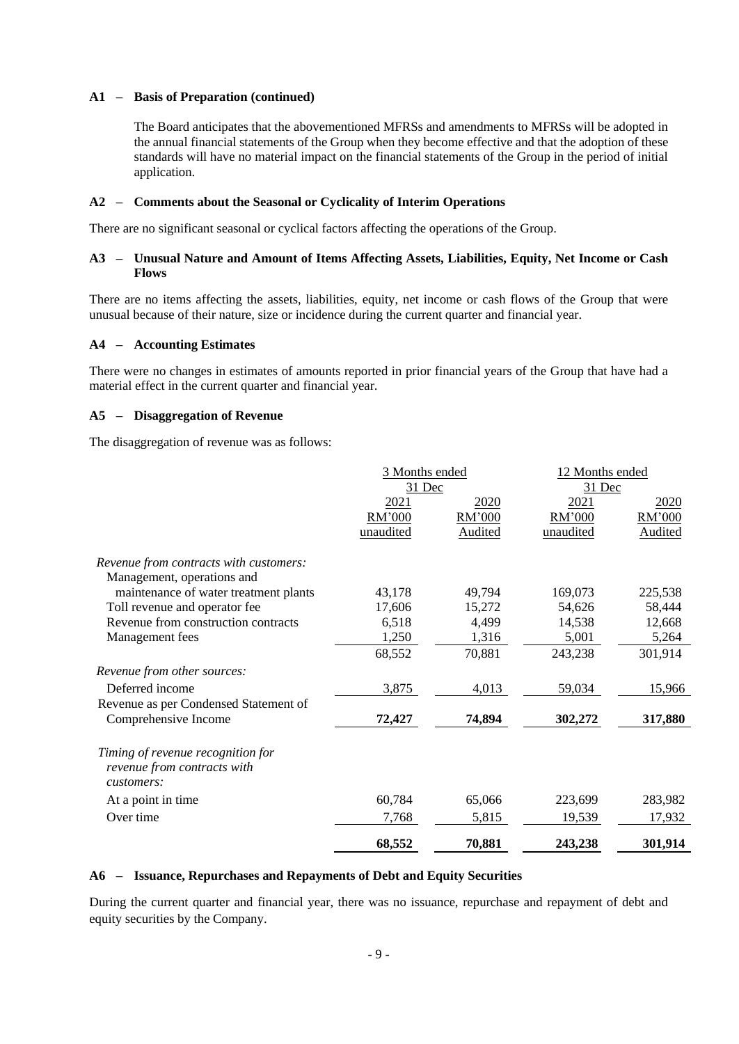**A1 – Basis of Preparation (continued)**

The Board anticipates that the abovementioned MFRSs and amendments to MFRSs will be adopted in the annual financial statements of the Group when they become effective and that the adoption of these standards will have no material impact on the financial statements of the Group in the period of initial application.

**A2 – Comments about the Seasonal or Cyclicality of Interim Operations**

There are no significant seasonal or cyclical factors affecting the operations of the Group.

**A3 – Unusual Nature and Amount of Items Affecting Assets, Liabilities, Equity, Net Income or Cash Flows**

There are no items affecting the assets, liabilities, equity, net income or cash flows of the Group that were unusual because of their nature, size or incidence during the current quarter and financial year.

**A4 – Accounting Estimates**

There were no changes in estimates of amounts reported in prior financial years of the Group that have had a material effect in the current quarter and financial year.

**A5 – Disaggregation of Revenue**

The disaggregation of revenue was as follows:

| | 3 Months ended 31 Dec | | 12 Months ended 31 Dec | |
|---|---|---|---|---|
| | 2021 | 2020 | 2021 | 2020 |
| | RM'000 | RM'000 | RM'000 | RM'000 |
| | unaudited | Audited | unaudited | Audited |
| *Revenue from contracts with customers:* | | | | |
| Management, operations and maintenance of water treatment plants | 43,178 | 49,794 | 169,073 | 225,538 |
| Toll revenue and operator fee | 17,606 | 15,272 | 54,626 | 58,444 |
| Revenue from construction contracts | 6,518 | 4,499 | 14,538 | 12,668 |
| Management fees | 1,250 | 1,316 | 5,001 | 5,264 |
| | 68,552 | 70,881 | 243,238 | 301,914 |
| *Revenue from other sources:* | | | | |
| Deferred income | 3,875 | 4,013 | 59,034 | 15,966 |
| Revenue as per Condensed Statement of Comprehensive Income | **72,427** | **74,894** | **302,272** | **317,880** |
| *Timing of revenue recognition for revenue from contracts with customers:* | | | | |
| At a point in time | 60,784 | 65,066 | 223,699 | 283,982 |
| Over time | 7,768 | 5,815 | 19,539 | 17,932 |
| | **68,552** | **70,881** | **243,238** | **301,914** |

**A6 – Issuance, Repurchases and Repayments of Debt and Equity Securities**

During the current quarter and financial year, there was no issuance, repurchase and repayment of debt and equity securities by the Company.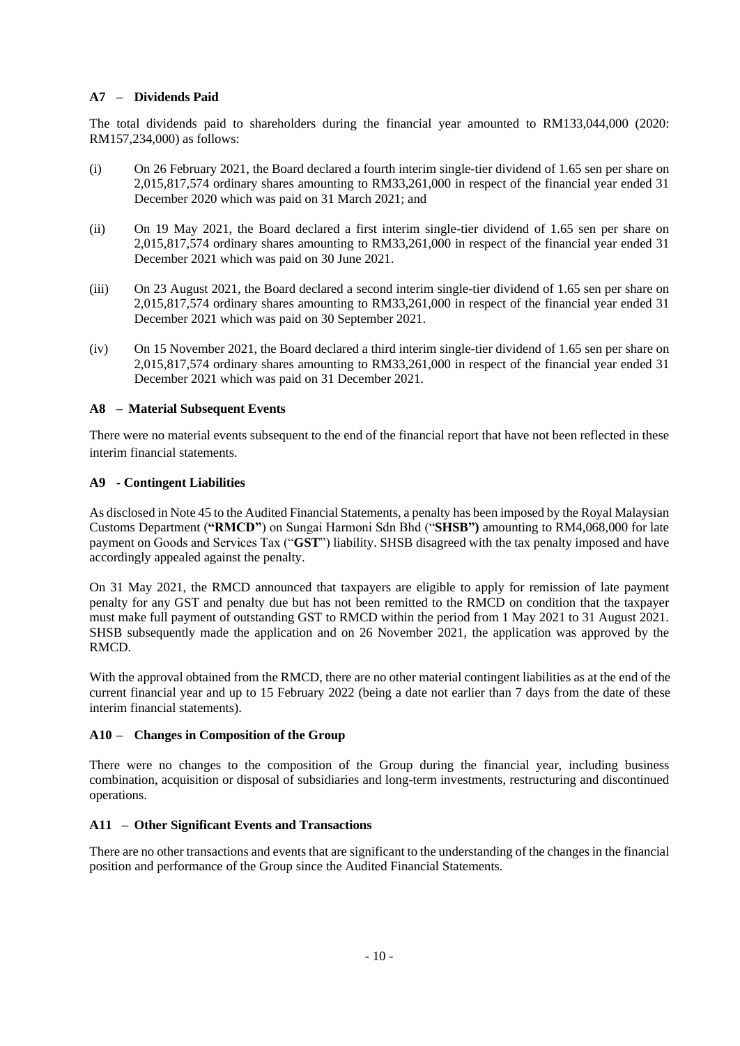### A7 – Dividends Paid

The total dividends paid to shareholders during the financial year amounted to RM133,044,000 (2020: RM157,234,000) as follows:

(i) On 26 February 2021, the Board declared a fourth interim single-tier dividend of 1.65 sen per share on 2,015,817,574 ordinary shares amounting to RM33,261,000 in respect of the financial year ended 31 December 2020 which was paid on 31 March 2021; and

(ii) On 19 May 2021, the Board declared a first interim single-tier dividend of 1.65 sen per share on 2,015,817,574 ordinary shares amounting to RM33,261,000 in respect of the financial year ended 31 December 2021 which was paid on 30 June 2021.

(iii) On 23 August 2021, the Board declared a second interim single-tier dividend of 1.65 sen per share on 2,015,817,574 ordinary shares amounting to RM33,261,000 in respect of the financial year ended 31 December 2021 which was paid on 30 September 2021.

(iv) On 15 November 2021, the Board declared a third interim single-tier dividend of 1.65 sen per share on 2,015,817,574 ordinary shares amounting to RM33,261,000 in respect of the financial year ended 31 December 2021 which was paid on 31 December 2021.

### A8 – Material Subsequent Events

There were no material events subsequent to the end of the financial report that have not been reflected in these interim financial statements.

### A9 - Contingent Liabilities

As disclosed in Note 45 to the Audited Financial Statements, a penalty has been imposed by the Royal Malaysian Customs Department (**"RMCD"**) on Sungai Harmoni Sdn Bhd ("**SHSB")** amounting to RM4,068,000 for late payment on Goods and Services Tax ("**GST**") liability. SHSB disagreed with the tax penalty imposed and have accordingly appealed against the penalty.

On 31 May 2021, the RMCD announced that taxpayers are eligible to apply for remission of late payment penalty for any GST and penalty due but has not been remitted to the RMCD on condition that the taxpayer must make full payment of outstanding GST to RMCD within the period from 1 May 2021 to 31 August 2021. SHSB subsequently made the application and on 26 November 2021, the application was approved by the RMCD.

With the approval obtained from the RMCD, there are no other material contingent liabilities as at the end of the current financial year and up to 15 February 2022 (being a date not earlier than 7 days from the date of these interim financial statements).

### A10 – Changes in Composition of the Group

There were no changes to the composition of the Group during the financial year, including business combination, acquisition or disposal of subsidiaries and long-term investments, restructuring and discontinued operations.

### A11 – Other Significant Events and Transactions

There are no other transactions and events that are significant to the understanding of the changes in the financial position and performance of the Group since the Audited Financial Statements.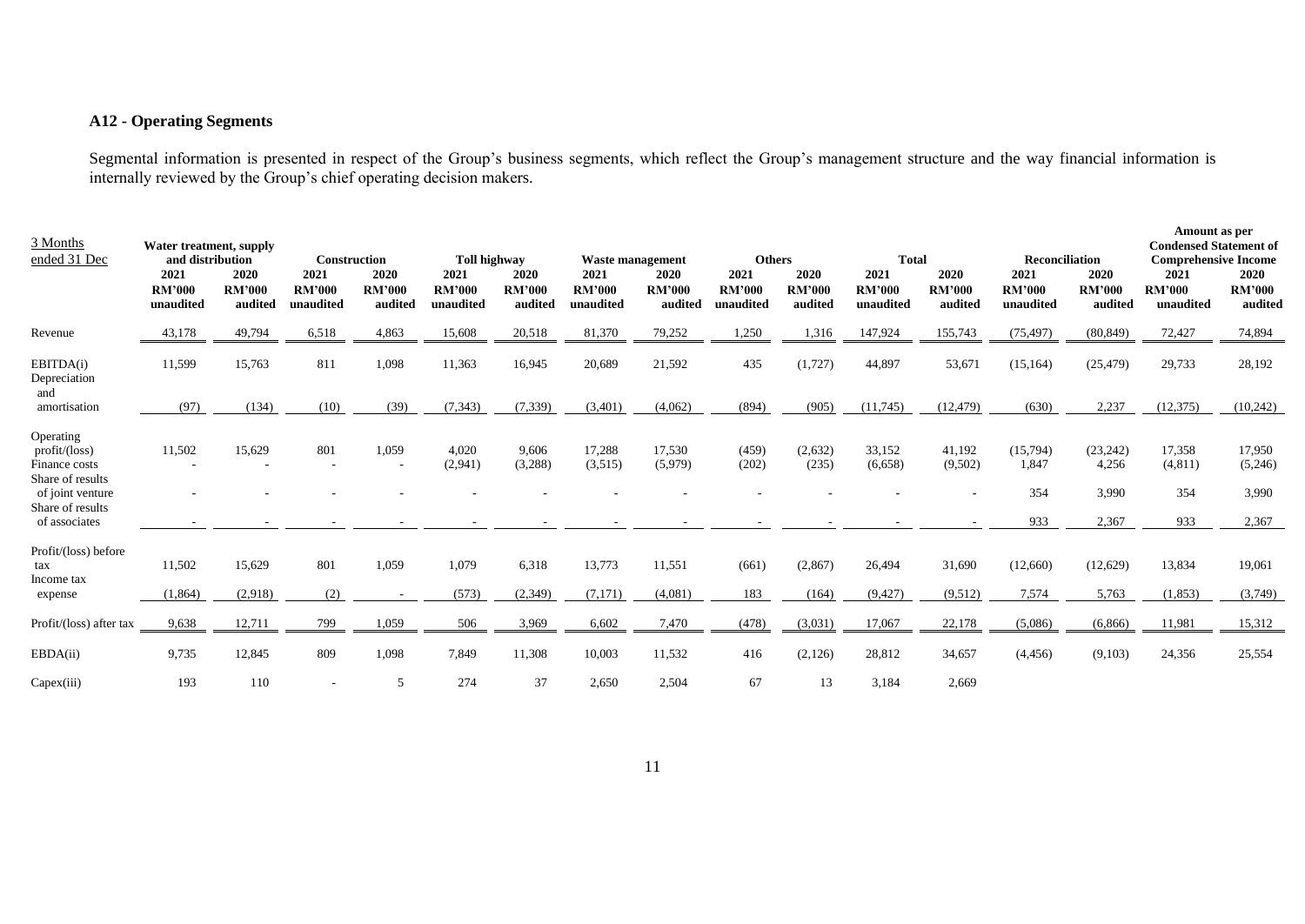## A12 - Operating Segments

Segmental information is presented in respect of the Group's business segments, which reflect the Group's management structure and the way financial information is internally reviewed by the Group's chief operating decision makers.

| 3 Months ended 31 Dec | Water treatment, supply and distribution | | Construction | | Toll highway | | Waste management | | Others | | Total | | Reconciliation | | Amount as per Condensed Statement of Comprehensive Income | |
|---|---|---|---|---|---|---|---|---|---|---|---|---|---|---|---|---|
| | 2021 RM'000 unaudited | 2020 RM'000 audited | 2021 RM'000 unaudited | 2020 RM'000 audited | 2021 RM'000 unaudited | 2020 RM'000 audited | 2021 RM'000 unaudited | 2020 RM'000 audited | 2021 RM'000 unaudited | 2020 RM'000 audited | 2021 RM'000 unaudited | 2020 RM'000 audited | 2021 RM'000 unaudited | 2020 RM'000 audited | 2021 RM'000 unaudited | 2020 RM'000 audited |
| Revenue | 43,178 | 49,794 | 6,518 | 4,863 | 15,608 | 20,518 | 81,370 | 79,252 | 1,250 | 1,316 | 147,924 | 155,743 | (75,497) | (80,849) | 72,427 | 74,894 |
| EBITDA(i) | 11,599 | 15,763 | 811 | 1,098 | 11,363 | 16,945 | 20,689 | 21,592 | 435 | (1,727) | 44,897 | 53,671 | (15,164) | (25,479) | 29,733 | 28,192 |
| Depreciation and amortisation | (97) | (134) | (10) | (39) | (7,343) | (7,339) | (3,401) | (4,062) | (894) | (905) | (11,745) | (12,479) | (630) | 2,237 | (12,375) | (10,242) |
| Operating profit/(loss) | 11,502 | 15,629 | 801 | 1,059 | 4,020 | 9,606 | 17,288 | 17,530 | (459) | (2,632) | 33,152 | 41,192 | (15,794) | (23,242) | 17,358 | 17,950 |
| Finance costs | - | - | - | - | (2,941) | (3,288) | (3,515) | (5,979) | (202) | (235) | (6,658) | (9,502) | 1,847 | 4,256 | (4,811) | (5,246) |
| Share of results of joint venture | - | - | - | - | - | - | - | - | - | - | - | - | 354 | 3,990 | 354 | 3,990 |
| Share of results of associates | - | - | - | - | - | - | - | - | - | - | - | - | 933 | 2,367 | 933 | 2,367 |
| Profit/(loss) before tax | 11,502 | 15,629 | 801 | 1,059 | 1,079 | 6,318 | 13,773 | 11,551 | (661) | (2,867) | 26,494 | 31,690 | (12,660) | (12,629) | 13,834 | 19,061 |
| Income tax expense | (1,864) | (2,918) | (2) | - | (573) | (2,349) | (7,171) | (4,081) | 183 | (164) | (9,427) | (9,512) | 7,574 | 5,763 | (1,853) | (3,749) |
| Profit/(loss) after tax | 9,638 | 12,711 | 799 | 1,059 | 506 | 3,969 | 6,602 | 7,470 | (478) | (3,031) | 17,067 | 22,178 | (5,086) | (6,866) | 11,981 | 15,312 |
| EBDA(ii) | 9,735 | 12,845 | 809 | 1,098 | 7,849 | 11,308 | 10,003 | 11,532 | 416 | (2,126) | 28,812 | 34,657 | (4,456) | (9,103) | 24,356 | 25,554 |
| Capex(iii) | 193 | 110 | - | 5 | 274 | 37 | 2,650 | 2,504 | 67 | 13 | 3,184 | 2,669 | | | | |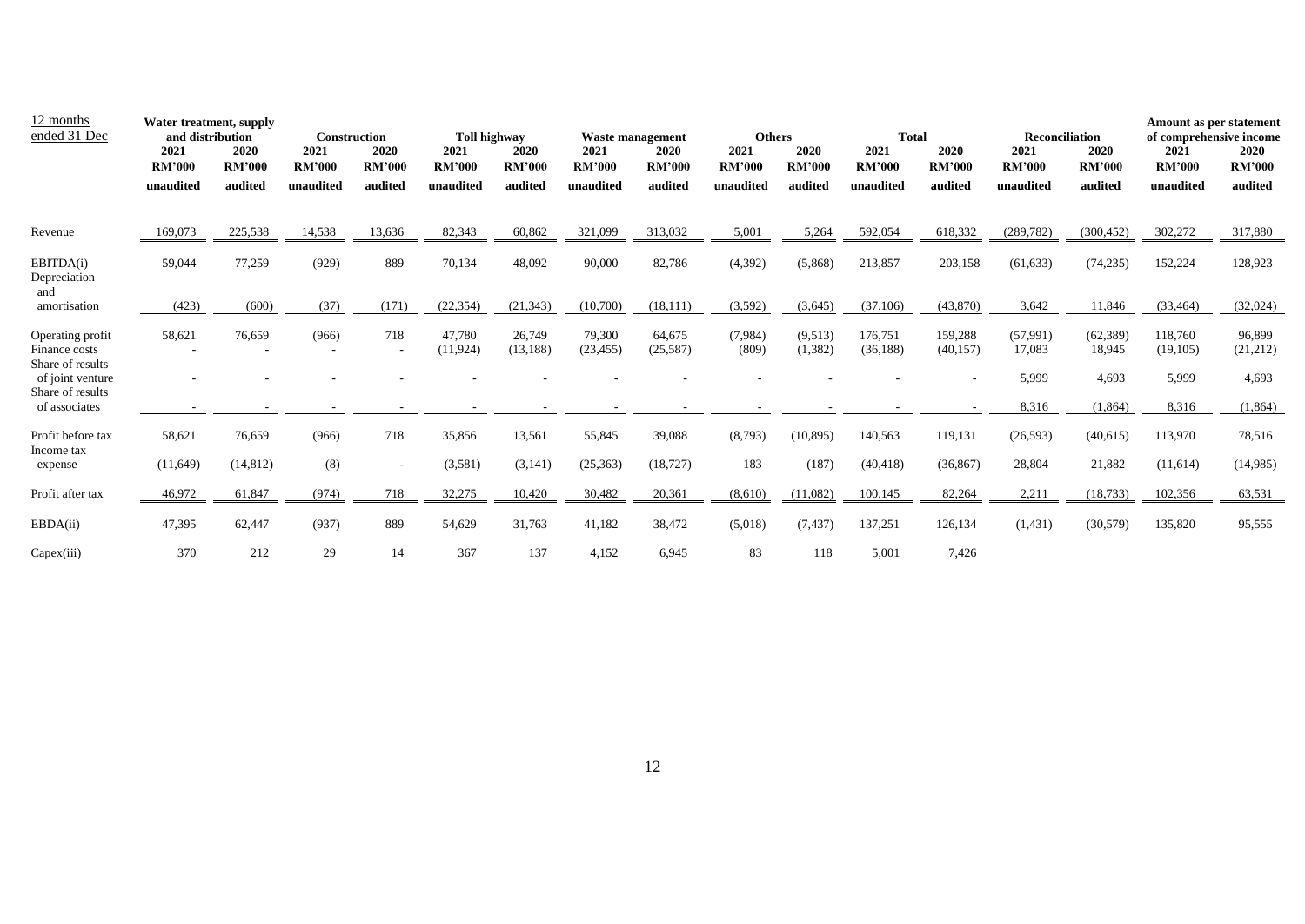| 12 months ended 31 Dec | Water treatment, supply and distribution | | Construction | | Toll highway | | Waste management | | Others | | Total | | Reconciliation | | Amount as per statement of comprehensive income | |
|---|---|---|---|---|---|---|---|---|---|---|---|---|---|---|---|---|
| | 2021 | 2020 | 2021 | 2020 | 2021 | 2020 | 2021 | 2020 | 2021 | 2020 | 2021 | 2020 | 2021 | 2020 | 2021 | 2020 |
| | RM'000 | RM'000 | RM'000 | RM'000 | RM'000 | RM'000 | RM'000 | RM'000 | RM'000 | RM'000 | RM'000 | RM'000 | RM'000 | RM'000 | RM'000 | RM'000 |
| | unaudited | audited | unaudited | audited | unaudited | audited | unaudited | audited | unaudited | audited | unaudited | audited | unaudited | audited | unaudited | audited |
| Revenue | 169,073 | 225,538 | 14,538 | 13,636 | 82,343 | 60,862 | 321,099 | 313,032 | 5,001 | 5,264 | 592,054 | 618,332 | (289,782) | (300,452) | 302,272 | 317,880 |
| EBITDA(i) | 59,044 | 77,259 | (929) | 889 | 70,134 | 48,092 | 90,000 | 82,786 | (4,392) | (5,868) | 213,857 | 203,158 | (61,633) | (74,235) | 152,224 | 128,923 |
| Depreciation and amortisation | (423) | (600) | (37) | (171) | (22,354) | (21,343) | (10,700) | (18,111) | (3,592) | (3,645) | (37,106) | (43,870) | 3,642 | 11,846 | (33,464) | (32,024) |
| Operating profit | 58,621 | 76,659 | (966) | 718 | 47,780 | 26,749 | 79,300 | 64,675 | (7,984) | (9,513) | 176,751 | 159,288 | (57,991) | (62,389) | 118,760 | 96,899 |
| Finance costs | - | - | - | - | (11,924) | (13,188) | (23,455) | (25,587) | (809) | (1,382) | (36,188) | (40,157) | 17,083 | 18,945 | (19,105) | (21,212) |
| Share of results of joint venture | - | - | - | - | - | - | - | - | - | - | - | - | 5,999 | 4,693 | 5,999 | 4,693 |
| Share of results of associates | - | - | - | - | - | - | - | - | - | - | - | - | 8,316 | (1,864) | 8,316 | (1,864) |
| Profit before tax | 58,621 | 76,659 | (966) | 718 | 35,856 | 13,561 | 55,845 | 39,088 | (8,793) | (10,895) | 140,563 | 119,131 | (26,593) | (40,615) | 113,970 | 78,516 |
| Income tax expense | (11,649) | (14,812) | (8) | - | (3,581) | (3,141) | (25,363) | (18,727) | 183 | (187) | (40,418) | (36,867) | 28,804 | 21,882 | (11,614) | (14,985) |
| Profit after tax | 46,972 | 61,847 | (974) | 718 | 32,275 | 10,420 | 30,482 | 20,361 | (8,610) | (11,082) | 100,145 | 82,264 | 2,211 | (18,733) | 102,356 | 63,531 |
| EBDA(ii) | 47,395 | 62,447 | (937) | 889 | 54,629 | 31,763 | 41,182 | 38,472 | (5,018) | (7,437) | 137,251 | 126,134 | (1,431) | (30,579) | 135,820 | 95,555 |
| Capex(iii) | 370 | 212 | 29 | 14 | 367 | 137 | 4,152 | 6,945 | 83 | 118 | 5,001 | 7,426 | | | | |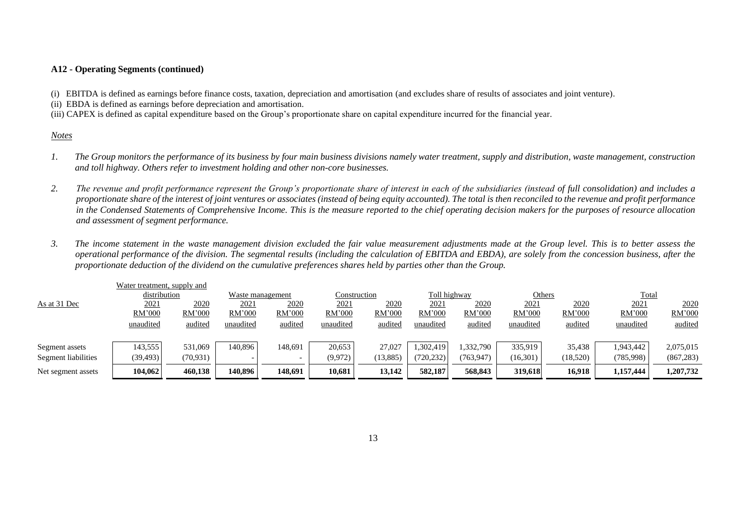**A12 - Operating Segments (continued)**

(i) EBITDA is defined as earnings before finance costs, taxation, depreciation and amortisation (and excludes share of results of associates and joint venture).

(ii) EBDA is defined as earnings before depreciation and amortisation.

(iii) CAPEX is defined as capital expenditure based on the Group's proportionate share on capital expenditure incurred for the financial year.

*Notes*

1. *The Group monitors the performance of its business by four main business divisions namely water treatment, supply and distribution, waste management, construction and toll highway. Others refer to investment holding and other non-core businesses.*

2. *The revenue and profit performance represent the Group's proportionate share of interest in each of the subsidiaries (instead of full consolidation) and includes a proportionate share of the interest of joint ventures or associates (instead of being equity accounted). The total is then reconciled to the revenue and profit performance in the Condensed Statements of Comprehensive Income. This is the measure reported to the chief operating decision makers for the purposes of resource allocation and assessment of segment performance.*

3. *The income statement in the waste management division excluded the fair value measurement adjustments made at the Group level. This is to better assess the operational performance of the division. The segmental results (including the calculation of EBITDA and EBDA), are solely from the concession business, after the proportionate deduction of the dividend on the cumulative preferences shares held by parties other than the Group.*

| | Water treatment, supply and distribution | | Waste management | | Construction | | Toll highway | | Others | | Total | |
|---|---|---|---|---|---|---|---|---|---|---|---|---|
| As at 31 Dec | 2021 | 2020 | 2021 | 2020 | 2021 | 2020 | 2021 | 2020 | 2021 | 2020 | 2021 | 2020 |
| | RM'000 | RM'000 | RM'000 | RM'000 | RM'000 | RM'000 | RM'000 | RM'000 | RM'000 | RM'000 | RM'000 | RM'000 |
| | unaudited | audited | unaudited | audited | unaudited | audited | unaudited | audited | unaudited | audited | unaudited | audited |
| Segment assets | 143,555 | 531,069 | 140,896 | 148,691 | 20,653 | 27,027 | 1,302,419 | 1,332,790 | 335,919 | 35,438 | 1,943,442 | 2,075,015 |
| Segment liabilities | (39,493) | (70,931) | - | - | (9,972) | (13,885) | (720,232) | (763,947) | (16,301) | (18,520) | (785,998) | (867,283) |
| Net segment assets | **104,062** | **460,138** | **140,896** | **148,691** | **10,681** | **13,142** | **582,187** | **568,843** | **319,618** | **16,918** | **1,157,444** | **1,207,732** |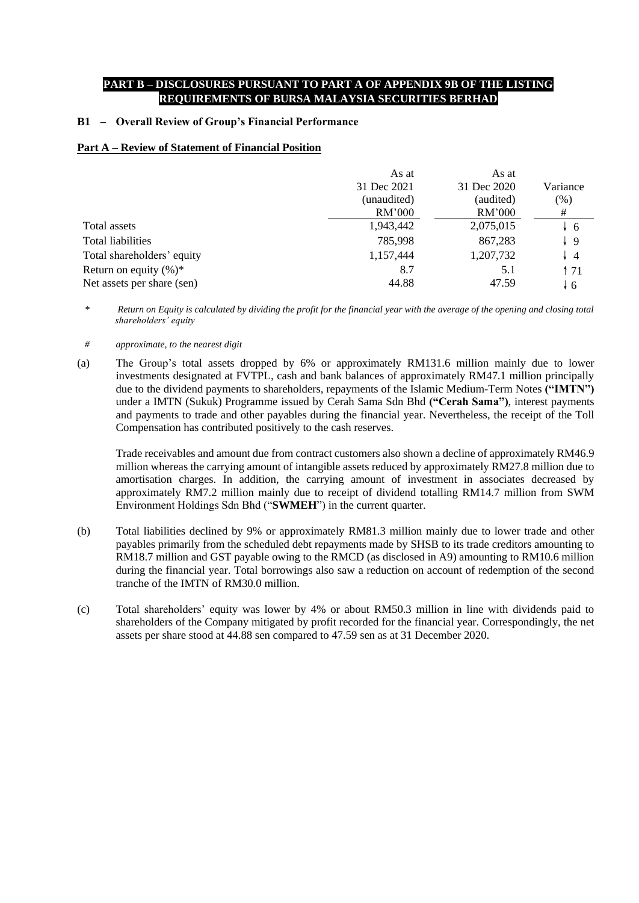**PART B – DISCLOSURES PURSUANT TO PART A OF APPENDIX 9B OF THE LISTING REQUIREMENTS OF BURSA MALAYSIA SECURITIES BERHAD**

**B1 – Overall Review of Group's Financial Performance**

**Part A – Review of Statement of Financial Position**

| | As at 31 Dec 2021 (unaudited) RM'000 | As at 31 Dec 2020 (audited) RM'000 | Variance (%) # |
|---|---|---|---|
| Total assets | 1,943,442 | 2,075,015 | ↓ 6 |
| Total liabilities | 785,998 | 867,283 | ↓ 9 |
| Total shareholders' equity | 1,157,444 | 1,207,732 | ↓ 4 |
| Return on equity (%)* | 8.7 | 5.1 | ↑ 71 |
| Net assets per share (sen) | 44.88 | 47.59 | ↓ 6 |

\* *Return on Equity is calculated by dividing the profit for the financial year with the average of the opening and closing total shareholders' equity*

\# *approximate, to the nearest digit*

(a) The Group's total assets dropped by 6% or approximately RM131.6 million mainly due to lower investments designated at FVTPL, cash and bank balances of approximately RM47.1 million principally due to the dividend payments to shareholders, repayments of the Islamic Medium-Term Notes **("IMTN")** under a IMTN (Sukuk) Programme issued by Cerah Sama Sdn Bhd **("Cerah Sama")**, interest payments and payments to trade and other payables during the financial year. Nevertheless, the receipt of the Toll Compensation has contributed positively to the cash reserves.

Trade receivables and amount due from contract customers also shown a decline of approximately RM46.9 million whereas the carrying amount of intangible assets reduced by approximately RM27.8 million due to amortisation charges. In addition, the carrying amount of investment in associates decreased by approximately RM7.2 million mainly due to receipt of dividend totalling RM14.7 million from SWM Environment Holdings Sdn Bhd ("**SWMEH**") in the current quarter.

(b) Total liabilities declined by 9% or approximately RM81.3 million mainly due to lower trade and other payables primarily from the scheduled debt repayments made by SHSB to its trade creditors amounting to RM18.7 million and GST payable owing to the RMCD (as disclosed in A9) amounting to RM10.6 million during the financial year. Total borrowings also saw a reduction on account of redemption of the second tranche of the IMTN of RM30.0 million.

(c) Total shareholders' equity was lower by 4% or about RM50.3 million in line with dividends paid to shareholders of the Company mitigated by profit recorded for the financial year. Correspondingly, the net assets per share stood at 44.88 sen compared to 47.59 sen as at 31 December 2020.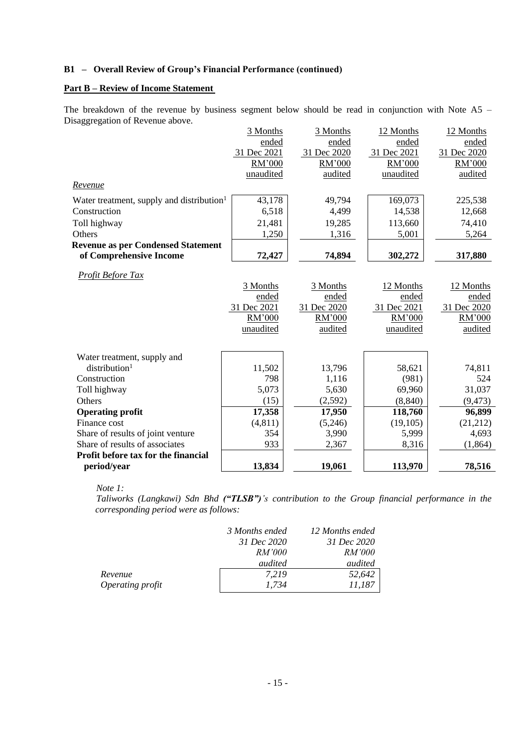**B1 – Overall Review of Group's Financial Performance (continued)**

**Part B – Review of Income Statement**

The breakdown of the revenue by business segment below should be read in conjunction with Note A5 – Disaggregation of Revenue above.

| | 3 Months ended 31 Dec 2021 RM'000 unaudited | 3 Months ended 31 Dec 2020 RM'000 audited | 12 Months ended 31 Dec 2021 RM'000 unaudited | 12 Months ended 31 Dec 2020 RM'000 audited |
|---|---|---|---|---|
| *Revenue* | | | | |
| Water treatment, supply and distribution[1] | 43,178 | 49,794 | 169,073 | 225,538 |
| Construction | 6,518 | 4,499 | 14,538 | 12,668 |
| Toll highway | 21,481 | 19,285 | 113,660 | 74,410 |
| Others | 1,250 | 1,316 | 5,001 | 5,264 |
| **Revenue as per Condensed Statement of Comprehensive Income** | **72,427** | **74,894** | **302,272** | **317,880** |

*Profit Before Tax*

| | 3 Months ended 31 Dec 2021 RM'000 unaudited | 3 Months ended 31 Dec 2020 RM'000 audited | 12 Months ended 31 Dec 2021 RM'000 unaudited | 12 Months ended 31 Dec 2020 RM'000 audited |
|---|---|---|---|---|
| Water treatment, supply and distribution[1] | 11,502 | 13,796 | 58,621 | 74,811 |
| Construction | 798 | 1,116 | (981) | 524 |
| Toll highway | 5,073 | 5,630 | 69,960 | 31,037 |
| Others | (15) | (2,592) | (8,840) | (9,473) |
| **Operating profit** | **17,358** | **17,950** | **118,760** | **96,899** |
| Finance cost | (4,811) | (5,246) | (19,105) | (21,212) |
| Share of results of joint venture | 354 | 3,990 | 5,999 | 4,693 |
| Share of results of associates | 933 | 2,367 | 8,316 | (1,864) |
| **Profit before tax for the financial period/year** | **13,834** | **19,061** | **113,970** | **78,516** |

*Note 1:*
*Taliworks (Langkawi) Sdn Bhd **("TLSB")**'s contribution to the Group financial performance in the corresponding period were as follows:*

| | *3 Months ended 31 Dec 2020 RM'000 audited* | *12 Months ended 31 Dec 2020 RM'000 audited* |
|---|---|---|
| *Revenue* | *7,219* | *52,642* |
| *Operating profit* | *1,734* | *11,187* |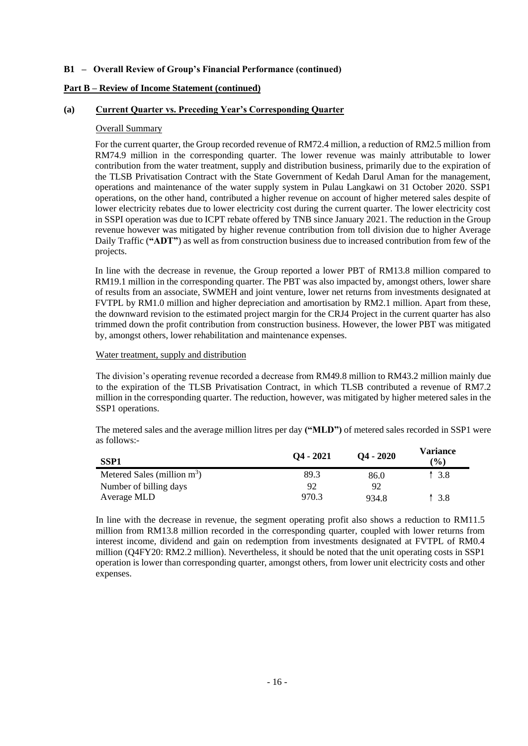**B1 – Overall Review of Group's Financial Performance (continued)**

**Part B – Review of Income Statement (continued)**

**(a) Current Quarter vs. Preceding Year's Corresponding Quarter**

Overall Summary

For the current quarter, the Group recorded revenue of RM72.4 million, a reduction of RM2.5 million from RM74.9 million in the corresponding quarter. The lower revenue was mainly attributable to lower contribution from the water treatment, supply and distribution business, primarily due to the expiration of the TLSB Privatisation Contract with the State Government of Kedah Darul Aman for the management, operations and maintenance of the water supply system in Pulau Langkawi on 31 October 2020. SSP1 operations, on the other hand, contributed a higher revenue on account of higher metered sales despite of lower electricity rebates due to lower electricity cost during the current quarter. The lower electricity cost in SSPI operation was due to ICPT rebate offered by TNB since January 2021. The reduction in the Group revenue however was mitigated by higher revenue contribution from toll division due to higher Average Daily Traffic (**"ADT"**) as well as from construction business due to increased contribution from few of the projects.

In line with the decrease in revenue, the Group reported a lower PBT of RM13.8 million compared to RM19.1 million in the corresponding quarter. The PBT was also impacted by, amongst others, lower share of results from an associate, SWMEH and joint venture, lower net returns from investments designated at FVTPL by RM1.0 million and higher depreciation and amortisation by RM2.1 million. Apart from these, the downward revision to the estimated project margin for the CRJ4 Project in the current quarter has also trimmed down the profit contribution from construction business. However, the lower PBT was mitigated by, amongst others, lower rehabilitation and maintenance expenses.

Water treatment, supply and distribution

The division's operating revenue recorded a decrease from RM49.8 million to RM43.2 million mainly due to the expiration of the TLSB Privatisation Contract, in which TLSB contributed a revenue of RM7.2 million in the corresponding quarter. The reduction, however, was mitigated by higher metered sales in the SSP1 operations.

The metered sales and the average million litres per day **("MLD")** of metered sales recorded in SSP1 were as follows:-

| SSP1 | Q4 - 2021 | Q4 - 2020 | Variance (%) |
|---|---|---|---|
| Metered Sales (million $m^3$) | 89.3 | 86.0 | ↑ 3.8 |
| Number of billing days | 92 | 92 | |
| Average MLD | 970.3 | 934.8 | ↑ 3.8 |

In line with the decrease in revenue, the segment operating profit also shows a reduction to RM11.5 million from RM13.8 million recorded in the corresponding quarter, coupled with lower returns from interest income, dividend and gain on redemption from investments designated at FVTPL of RM0.4 million (Q4FY20: RM2.2 million). Nevertheless, it should be noted that the unit operating costs in SSP1 operation is lower than corresponding quarter, amongst others, from lower unit electricity costs and other expenses.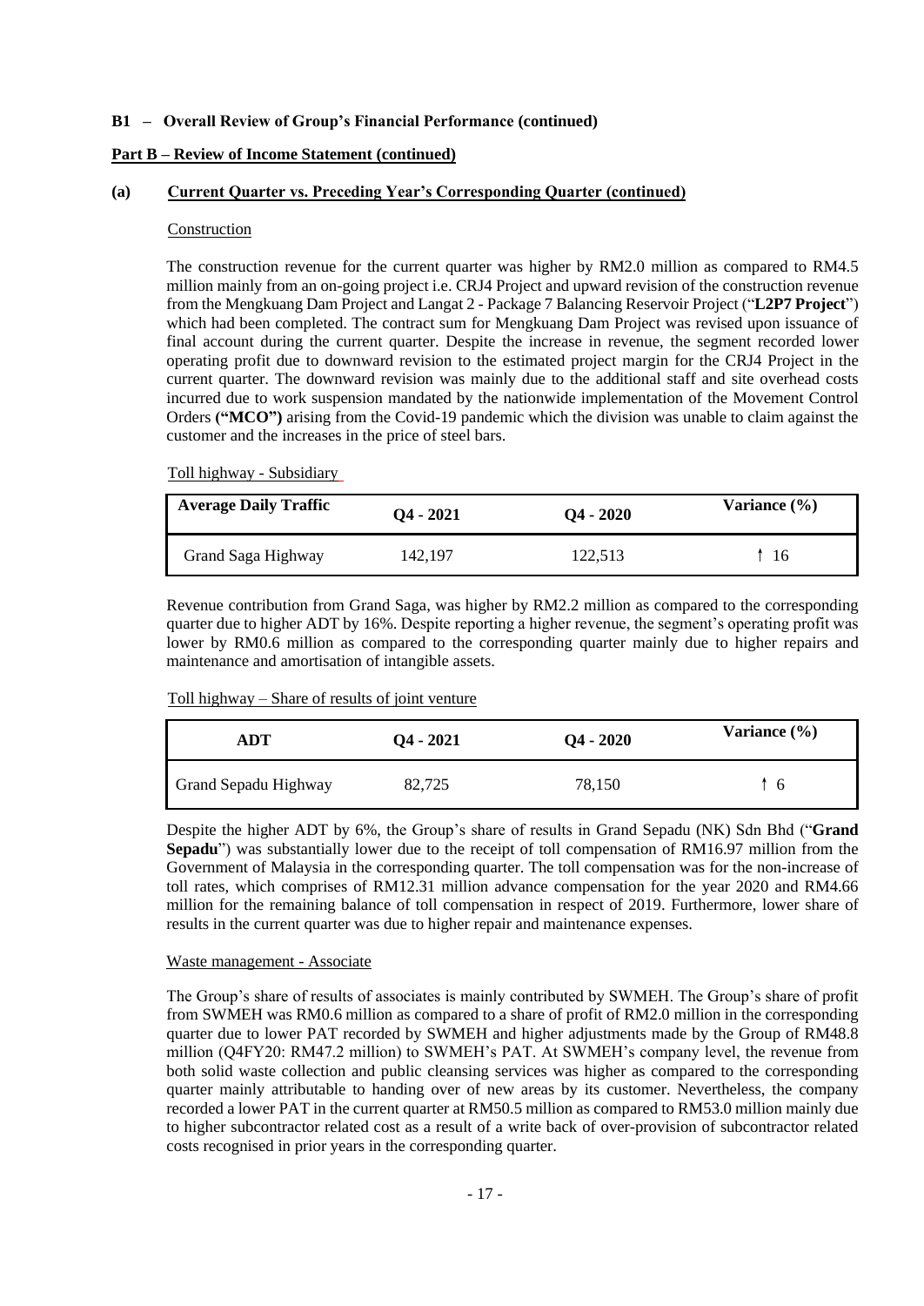### B1 – Overall Review of Group's Financial Performance (continued)

#### Part B – Review of Income Statement (continued)

**(a) Current Quarter vs. Preceding Year's Corresponding Quarter (continued)**

Construction

The construction revenue for the current quarter was higher by RM2.0 million as compared to RM4.5 million mainly from an on-going project i.e. CRJ4 Project and upward revision of the construction revenue from the Mengkuang Dam Project and Langat 2 - Package 7 Balancing Reservoir Project ("**L2P7 Project**") which had been completed. The contract sum for Mengkuang Dam Project was revised upon issuance of final account during the current quarter. Despite the increase in revenue, the segment recorded lower operating profit due to downward revision to the estimated project margin for the CRJ4 Project in the current quarter. The downward revision was mainly due to the additional staff and site overhead costs incurred due to work suspension mandated by the nationwide implementation of the Movement Control Orders **("MCO")** arising from the Covid-19 pandemic which the division was unable to claim against the customer and the increases in the price of steel bars.

Toll highway - Subsidiary

| Average Daily Traffic | Q4 - 2021 | Q4 - 2020 | Variance (%) |
|---|---|---|---|
| Grand Saga Highway | 142,197 | 122,513 | ↑ 16 |

Revenue contribution from Grand Saga, was higher by RM2.2 million as compared to the corresponding quarter due to higher ADT by 16%. Despite reporting a higher revenue, the segment's operating profit was lower by RM0.6 million as compared to the corresponding quarter mainly due to higher repairs and maintenance and amortisation of intangible assets.

Toll highway – Share of results of joint venture

| ADT | Q4 - 2021 | Q4 - 2020 | Variance (%) |
|---|---|---|---|
| Grand Sepadu Highway | 82,725 | 78,150 | ↑ 6 |

Despite the higher ADT by 6%, the Group's share of results in Grand Sepadu (NK) Sdn Bhd ("**Grand Sepadu**") was substantially lower due to the receipt of toll compensation of RM16.97 million from the Government of Malaysia in the corresponding quarter. The toll compensation was for the non-increase of toll rates, which comprises of RM12.31 million advance compensation for the year 2020 and RM4.66 million for the remaining balance of toll compensation in respect of 2019. Furthermore, lower share of results in the current quarter was due to higher repair and maintenance expenses.

Waste management - Associate

The Group's share of results of associates is mainly contributed by SWMEH. The Group's share of profit from SWMEH was RM0.6 million as compared to a share of profit of RM2.0 million in the corresponding quarter due to lower PAT recorded by SWMEH and higher adjustments made by the Group of RM48.8 million (Q4FY20: RM47.2 million) to SWMEH's PAT. At SWMEH's company level, the revenue from both solid waste collection and public cleansing services was higher as compared to the corresponding quarter mainly attributable to handing over of new areas by its customer. Nevertheless, the company recorded a lower PAT in the current quarter at RM50.5 million as compared to RM53.0 million mainly due to higher subcontractor related cost as a result of a write back of over-provision of subcontractor related costs recognised in prior years in the corresponding quarter.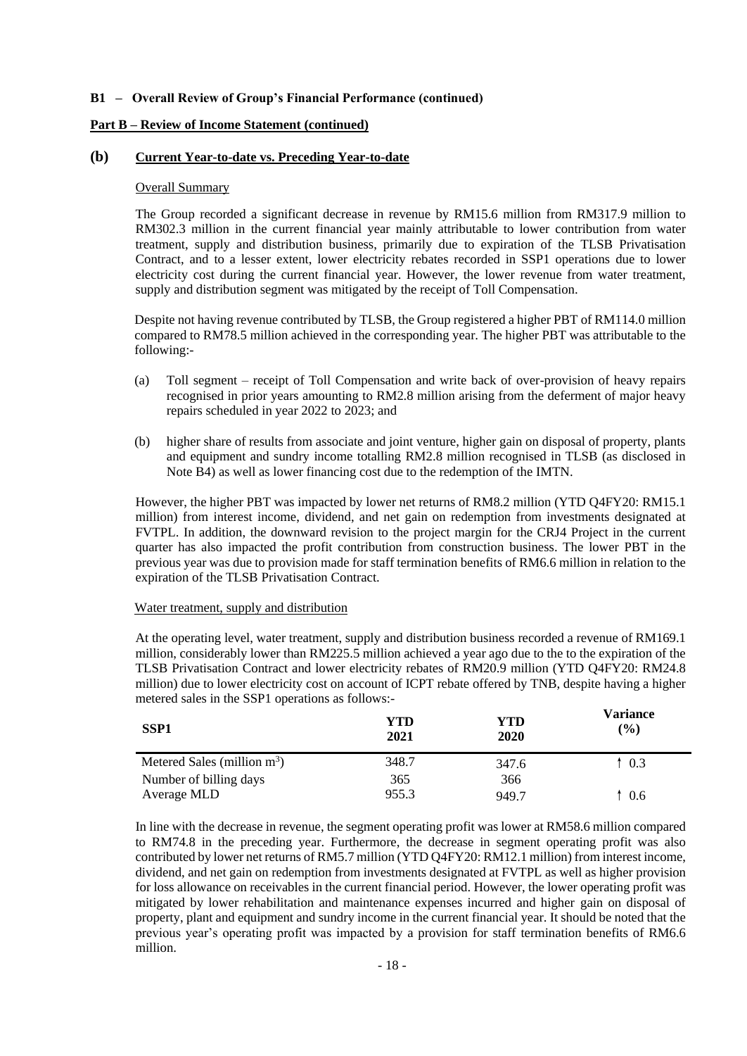**B1 – Overall Review of Group's Financial Performance (continued)**

**Part B – Review of Income Statement (continued)**

## (b) Current Year-to-date vs. Preceding Year-to-date

Overall Summary

The Group recorded a significant decrease in revenue by RM15.6 million from RM317.9 million to RM302.3 million in the current financial year mainly attributable to lower contribution from water treatment, supply and distribution business, primarily due to expiration of the TLSB Privatisation Contract, and to a lesser extent, lower electricity rebates recorded in SSP1 operations due to lower electricity cost during the current financial year. However, the lower revenue from water treatment, supply and distribution segment was mitigated by the receipt of Toll Compensation.

Despite not having revenue contributed by TLSB, the Group registered a higher PBT of RM114.0 million compared to RM78.5 million achieved in the corresponding year. The higher PBT was attributable to the following:-

(a) Toll segment – receipt of Toll Compensation and write back of over-provision of heavy repairs recognised in prior years amounting to RM2.8 million arising from the deferment of major heavy repairs scheduled in year 2022 to 2023; and

(b) higher share of results from associate and joint venture, higher gain on disposal of property, plants and equipment and sundry income totalling RM2.8 million recognised in TLSB (as disclosed in Note B4) as well as lower financing cost due to the redemption of the IMTN.

However, the higher PBT was impacted by lower net returns of RM8.2 million (YTD Q4FY20: RM15.1 million) from interest income, dividend, and net gain on redemption from investments designated at FVTPL. In addition, the downward revision to the project margin for the CRJ4 Project in the current quarter has also impacted the profit contribution from construction business. The lower PBT in the previous year was due to provision made for staff termination benefits of RM6.6 million in relation to the expiration of the TLSB Privatisation Contract.

Water treatment, supply and distribution

At the operating level, water treatment, supply and distribution business recorded a revenue of RM169.1 million, considerably lower than RM225.5 million achieved a year ago due to the to the expiration of the TLSB Privatisation Contract and lower electricity rebates of RM20.9 million (YTD Q4FY20: RM24.8 million) due to lower electricity cost on account of ICPT rebate offered by TNB, despite having a higher metered sales in the SSP1 operations as follows:-

| SSP1 | YTD 2021 | YTD 2020 | Variance (%) |
|---|---|---|---|
| Metered Sales (million $m^3$) | 348.7 | 347.6 | ↑ 0.3 |
| Number of billing days | 365 | 366 | |
| Average MLD | 955.3 | 949.7 | ↑ 0.6 |

In line with the decrease in revenue, the segment operating profit was lower at RM58.6 million compared to RM74.8 in the preceding year. Furthermore, the decrease in segment operating profit was also contributed by lower net returns of RM5.7 million (YTD Q4FY20: RM12.1 million) from interest income, dividend, and net gain on redemption from investments designated at FVTPL as well as higher provision for loss allowance on receivables in the current financial period. However, the lower operating profit was mitigated by lower rehabilitation and maintenance expenses incurred and higher gain on disposal of property, plant and equipment and sundry income in the current financial year. It should be noted that the previous year's operating profit was impacted by a provision for staff termination benefits of RM6.6 million.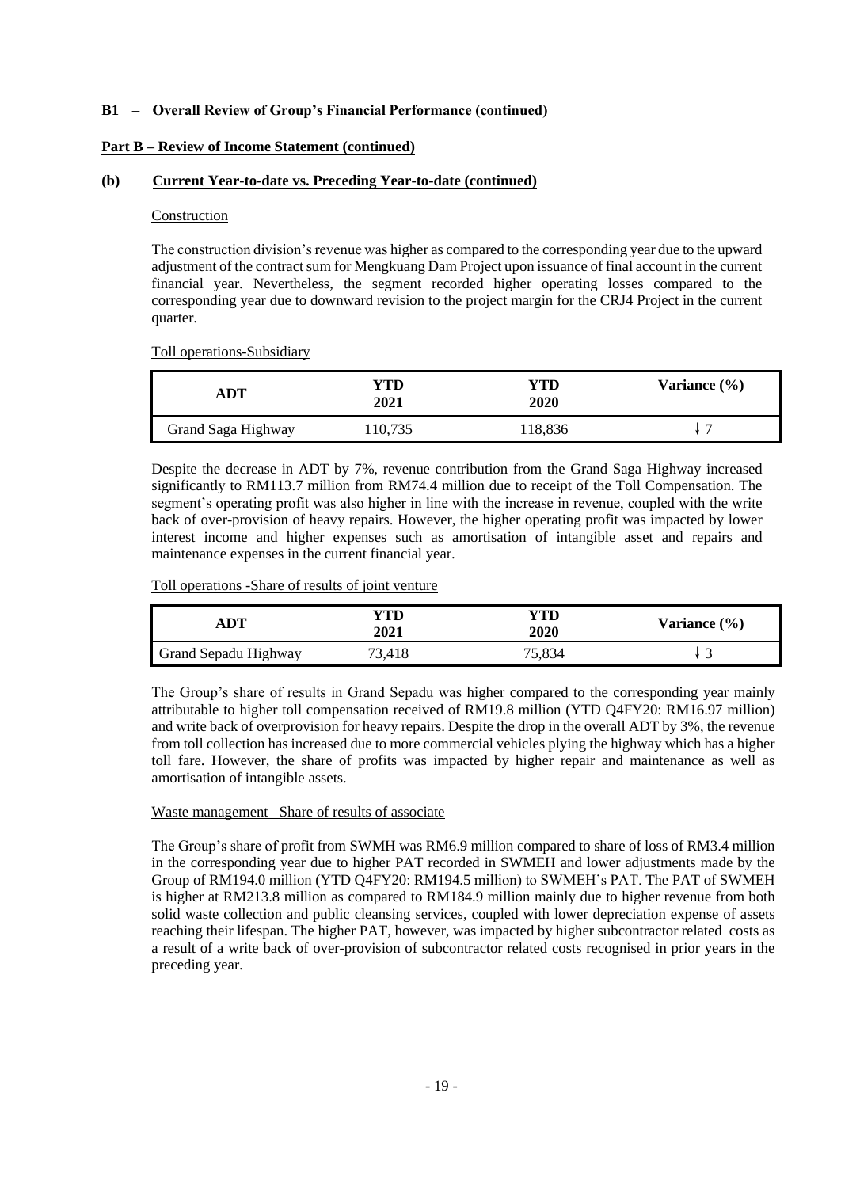**B1 – Overall Review of Group's Financial Performance (continued)**

**Part B – Review of Income Statement (continued)**

**(b) Current Year-to-date vs. Preceding Year-to-date (continued)**

Construction

The construction division's revenue was higher as compared to the corresponding year due to the upward adjustment of the contract sum for Mengkuang Dam Project upon issuance of final account in the current financial year. Nevertheless, the segment recorded higher operating losses compared to the corresponding year due to downward revision to the project margin for the CRJ4 Project in the current quarter.

Toll operations-Subsidiary

| ADT | YTD 2021 | YTD 2020 | Variance (%) |
|---|---|---|---|
| Grand Saga Highway | 110,735 | 118,836 | ↓ 7 |

Despite the decrease in ADT by 7%, revenue contribution from the Grand Saga Highway increased significantly to RM113.7 million from RM74.4 million due to receipt of the Toll Compensation. The segment's operating profit was also higher in line with the increase in revenue, coupled with the write back of over-provision of heavy repairs. However, the higher operating profit was impacted by lower interest income and higher expenses such as amortisation of intangible asset and repairs and maintenance expenses in the current financial year.

Toll operations -Share of results of joint venture

| ADT | YTD 2021 | YTD 2020 | Variance (%) |
|---|---|---|---|
| Grand Sepadu Highway | 73,418 | 75,834 | ↓ 3 |

The Group's share of results in Grand Sepadu was higher compared to the corresponding year mainly attributable to higher toll compensation received of RM19.8 million (YTD Q4FY20: RM16.97 million) and write back of overprovision for heavy repairs. Despite the drop in the overall ADT by 3%, the revenue from toll collection has increased due to more commercial vehicles plying the highway which has a higher toll fare. However, the share of profits was impacted by higher repair and maintenance as well as amortisation of intangible assets.

Waste management –Share of results of associate

The Group's share of profit from SWMH was RM6.9 million compared to share of loss of RM3.4 million in the corresponding year due to higher PAT recorded in SWMEH and lower adjustments made by the Group of RM194.0 million (YTD Q4FY20: RM194.5 million) to SWMEH's PAT. The PAT of SWMEH is higher at RM213.8 million as compared to RM184.9 million mainly due to higher revenue from both solid waste collection and public cleansing services, coupled with lower depreciation expense of assets reaching their lifespan. The higher PAT, however, was impacted by higher subcontractor related costs as a result of a write back of over-provision of subcontractor related costs recognised in prior years in the preceding year.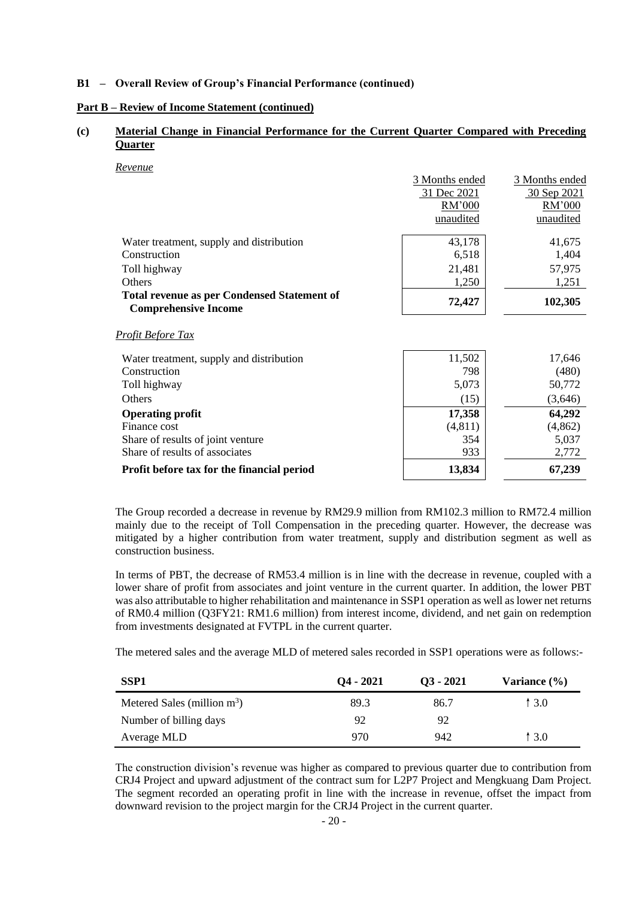**B1 – Overall Review of Group's Financial Performance (continued)**

**Part B – Review of Income Statement (continued)**

**(c) Material Change in Financial Performance for the Current Quarter Compared with Preceding Quarter**

*Revenue*

| | 3 Months ended 31 Dec 2021 RM'000 unaudited | 3 Months ended 30 Sep 2021 RM'000 unaudited |
|---|---|---|
| Water treatment, supply and distribution | 43,178 | 41,675 |
| Construction | 6,518 | 1,404 |
| Toll highway | 21,481 | 57,975 |
| Others | 1,250 | 1,251 |
| **Total revenue as per Condensed Statement of Comprehensive Income** | **72,427** | **102,305** |

*Profit Before Tax*

| | 3 Months ended 31 Dec 2021 RM'000 unaudited | 3 Months ended 30 Sep 2021 RM'000 unaudited |
|---|---|---|
| Water treatment, supply and distribution | 11,502 | 17,646 |
| Construction | 798 | (480) |
| Toll highway | 5,073 | 50,772 |
| Others | (15) | (3,646) |
| **Operating profit** | **17,358** | **64,292** |
| Finance cost | (4,811) | (4,862) |
| Share of results of joint venture | 354 | 5,037 |
| Share of results of associates | 933 | 2,772 |
| **Profit before tax for the financial period** | **13,834** | **67,239** |

The Group recorded a decrease in revenue by RM29.9 million from RM102.3 million to RM72.4 million mainly due to the receipt of Toll Compensation in the preceding quarter. However, the decrease was mitigated by a higher contribution from water treatment, supply and distribution segment as well as construction business.

In terms of PBT, the decrease of RM53.4 million is in line with the decrease in revenue, coupled with a lower share of profit from associates and joint venture in the current quarter. In addition, the lower PBT was also attributable to higher rehabilitation and maintenance in SSP1 operation as well as lower net returns of RM0.4 million (Q3FY21: RM1.6 million) from interest income, dividend, and net gain on redemption from investments designated at FVTPL in the current quarter.

The metered sales and the average MLD of metered sales recorded in SSP1 operations were as follows:-

| SSP1 | Q4 - 2021 | Q3 - 2021 | Variance (%) |
|---|---|---|---|
| Metered Sales (million $m^3$) | 89.3 | 86.7 | ↑ 3.0 |
| Number of billing days | 92 | 92 | |
| Average MLD | 970 | 942 | ↑ 3.0 |

The construction division's revenue was higher as compared to previous quarter due to contribution from CRJ4 Project and upward adjustment of the contract sum for L2P7 Project and Mengkuang Dam Project. The segment recorded an operating profit in line with the increase in revenue, offset the impact from downward revision to the project margin for the CRJ4 Project in the current quarter.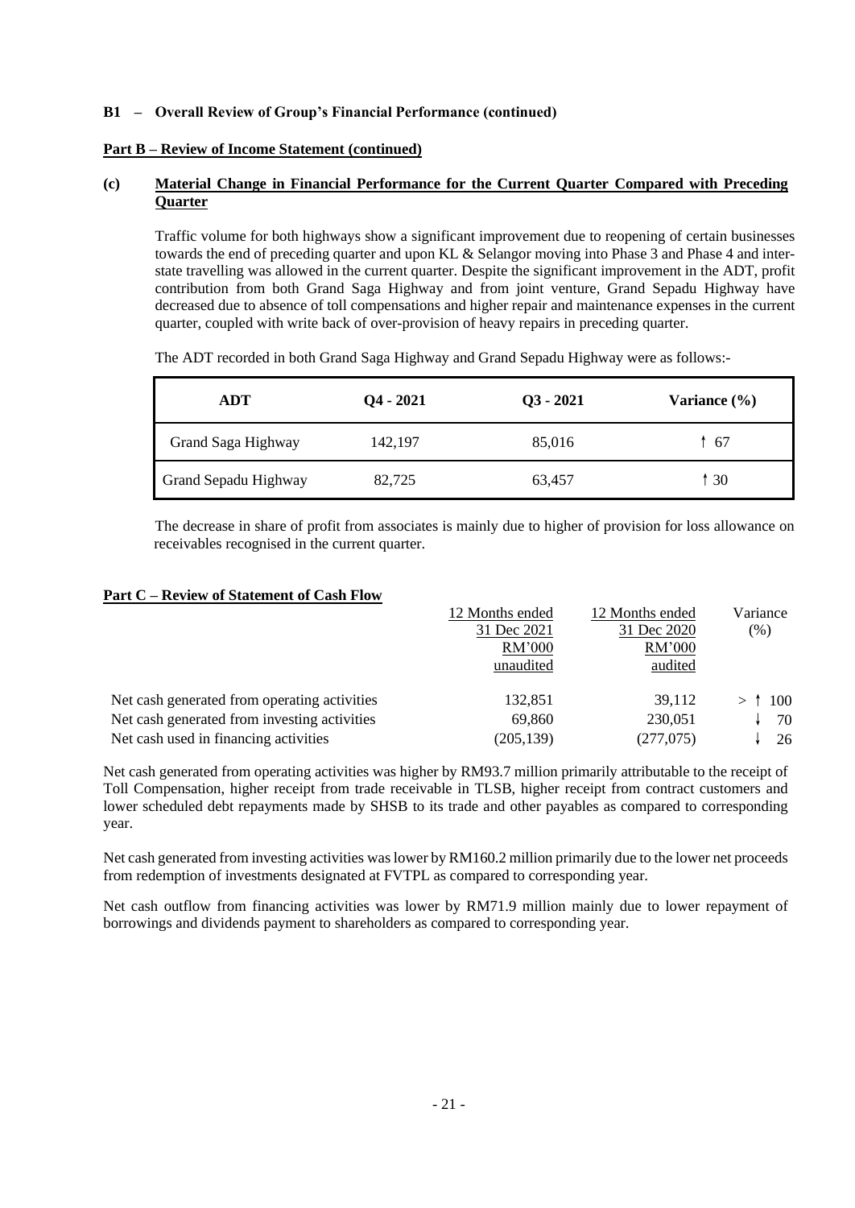**B1 – Overall Review of Group's Financial Performance (continued)**

**Part B – Review of Income Statement (continued)**

**(c) Material Change in Financial Performance for the Current Quarter Compared with Preceding Quarter**

Traffic volume for both highways show a significant improvement due to reopening of certain businesses towards the end of preceding quarter and upon KL & Selangor moving into Phase 3 and Phase 4 and inter-state travelling was allowed in the current quarter. Despite the significant improvement in the ADT, profit contribution from both Grand Saga Highway and from joint venture, Grand Sepadu Highway have decreased due to absence of toll compensations and higher repair and maintenance expenses in the current quarter, coupled with write back of over-provision of heavy repairs in preceding quarter.

The ADT recorded in both Grand Saga Highway and Grand Sepadu Highway were as follows:-

| ADT | Q4 - 2021 | Q3 - 2021 | Variance (%) |
|---|---|---|---|
| Grand Saga Highway | 142,197 | 85,016 | ↑ 67 |
| Grand Sepadu Highway | 82,725 | 63,457 | ↑ 30 |

The decrease in share of profit from associates is mainly due to higher of provision for loss allowance on receivables recognised in the current quarter.

**Part C – Review of Statement of Cash Flow**

| | 12 Months ended 31 Dec 2021 RM'000 unaudited | 12 Months ended 31 Dec 2020 RM'000 audited | Variance (%) |
|---|---|---|---|
| Net cash generated from operating activities | 132,851 | 39,112 | > ↑ 100 |
| Net cash generated from investing activities | 69,860 | 230,051 | ↓ 70 |
| Net cash used in financing activities | (205,139) | (277,075) | ↓ 26 |

Net cash generated from operating activities was higher by RM93.7 million primarily attributable to the receipt of Toll Compensation, higher receipt from trade receivable in TLSB, higher receipt from contract customers and lower scheduled debt repayments made by SHSB to its trade and other payables as compared to corresponding year.

Net cash generated from investing activities was lower by RM160.2 million primarily due to the lower net proceeds from redemption of investments designated at FVTPL as compared to corresponding year.

Net cash outflow from financing activities was lower by RM71.9 million mainly due to lower repayment of borrowings and dividends payment to shareholders as compared to corresponding year.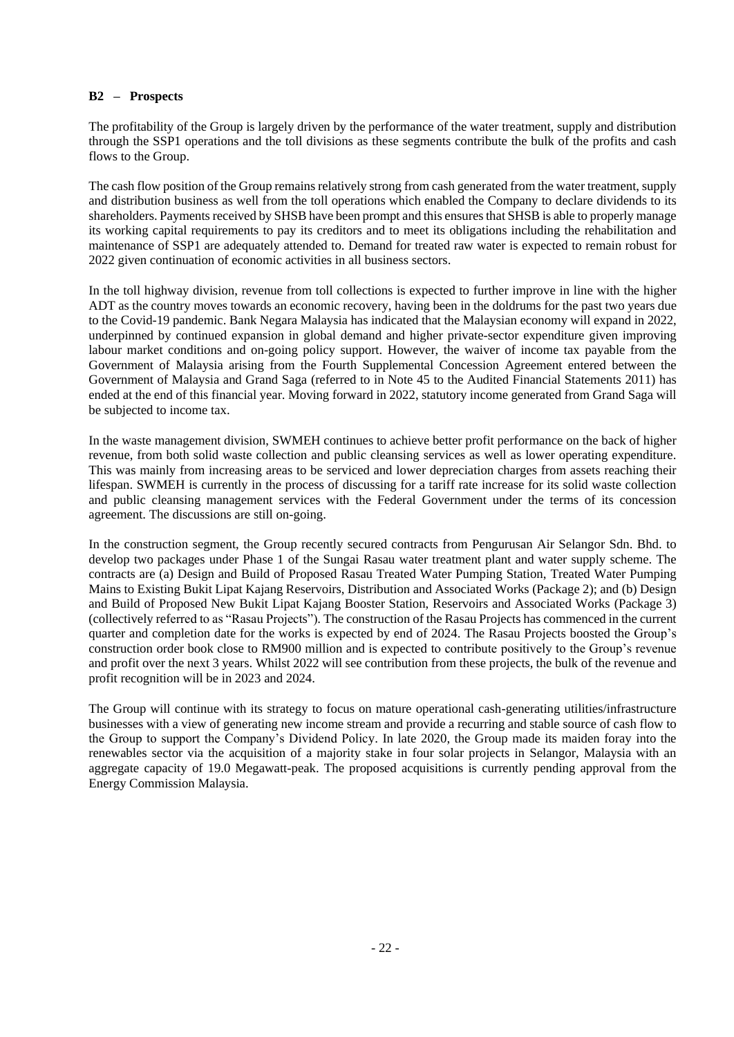**B2 – Prospects**

The profitability of the Group is largely driven by the performance of the water treatment, supply and distribution through the SSP1 operations and the toll divisions as these segments contribute the bulk of the profits and cash flows to the Group.

The cash flow position of the Group remains relatively strong from cash generated from the water treatment, supply and distribution business as well from the toll operations which enabled the Company to declare dividends to its shareholders. Payments received by SHSB have been prompt and this ensures that SHSB is able to properly manage its working capital requirements to pay its creditors and to meet its obligations including the rehabilitation and maintenance of SSP1 are adequately attended to. Demand for treated raw water is expected to remain robust for 2022 given continuation of economic activities in all business sectors.

In the toll highway division, revenue from toll collections is expected to further improve in line with the higher ADT as the country moves towards an economic recovery, having been in the doldrums for the past two years due to the Covid-19 pandemic. Bank Negara Malaysia has indicated that the Malaysian economy will expand in 2022, underpinned by continued expansion in global demand and higher private-sector expenditure given improving labour market conditions and on-going policy support. However, the waiver of income tax payable from the Government of Malaysia arising from the Fourth Supplemental Concession Agreement entered between the Government of Malaysia and Grand Saga (referred to in Note 45 to the Audited Financial Statements 2011) has ended at the end of this financial year. Moving forward in 2022, statutory income generated from Grand Saga will be subjected to income tax.

In the waste management division, SWMEH continues to achieve better profit performance on the back of higher revenue, from both solid waste collection and public cleansing services as well as lower operating expenditure. This was mainly from increasing areas to be serviced and lower depreciation charges from assets reaching their lifespan. SWMEH is currently in the process of discussing for a tariff rate increase for its solid waste collection and public cleansing management services with the Federal Government under the terms of its concession agreement. The discussions are still on-going.

In the construction segment, the Group recently secured contracts from Pengurusan Air Selangor Sdn. Bhd. to develop two packages under Phase 1 of the Sungai Rasau water treatment plant and water supply scheme. The contracts are (a) Design and Build of Proposed Rasau Treated Water Pumping Station, Treated Water Pumping Mains to Existing Bukit Lipat Kajang Reservoirs, Distribution and Associated Works (Package 2); and (b) Design and Build of Proposed New Bukit Lipat Kajang Booster Station, Reservoirs and Associated Works (Package 3) (collectively referred to as "Rasau Projects"). The construction of the Rasau Projects has commenced in the current quarter and completion date for the works is expected by end of 2024. The Rasau Projects boosted the Group's construction order book close to RM900 million and is expected to contribute positively to the Group's revenue and profit over the next 3 years. Whilst 2022 will see contribution from these projects, the bulk of the revenue and profit recognition will be in 2023 and 2024.

The Group will continue with its strategy to focus on mature operational cash-generating utilities/infrastructure businesses with a view of generating new income stream and provide a recurring and stable source of cash flow to the Group to support the Company's Dividend Policy. In late 2020, the Group made its maiden foray into the renewables sector via the acquisition of a majority stake in four solar projects in Selangor, Malaysia with an aggregate capacity of 19.0 Megawatt-peak. The proposed acquisitions is currently pending approval from the Energy Commission Malaysia.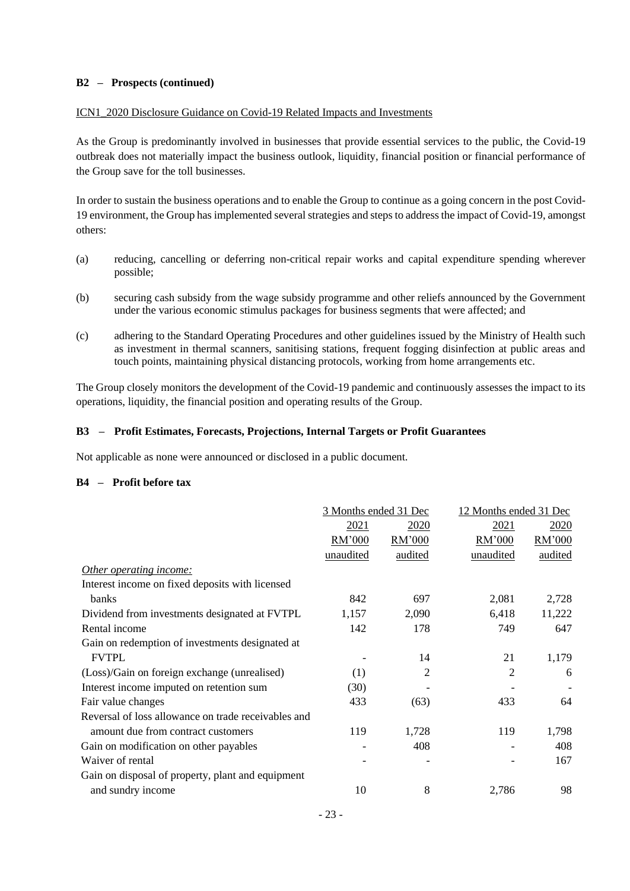**B2 – Prospects (continued)**

ICN1_2020 Disclosure Guidance on Covid-19 Related Impacts and Investments

As the Group is predominantly involved in businesses that provide essential services to the public, the Covid-19 outbreak does not materially impact the business outlook, liquidity, financial position or financial performance of the Group save for the toll businesses.

In order to sustain the business operations and to enable the Group to continue as a going concern in the post Covid-19 environment, the Group has implemented several strategies and steps to address the impact of Covid-19, amongst others:

(a) reducing, cancelling or deferring non-critical repair works and capital expenditure spending wherever possible;

(b) securing cash subsidy from the wage subsidy programme and other reliefs announced by the Government under the various economic stimulus packages for business segments that were affected; and

(c) adhering to the Standard Operating Procedures and other guidelines issued by the Ministry of Health such as investment in thermal scanners, sanitising stations, frequent fogging disinfection at public areas and touch points, maintaining physical distancing protocols, working from home arrangements etc.

The Group closely monitors the development of the Covid-19 pandemic and continuously assesses the impact to its operations, liquidity, the financial position and operating results of the Group.

**B3 – Profit Estimates, Forecasts, Projections, Internal Targets or Profit Guarantees**

Not applicable as none were announced or disclosed in a public document.

**B4 – Profit before tax**

| | 3 Months ended 31 Dec | | 12 Months ended 31 Dec | |
|---|---|---|---|---|
| | 2021 | 2020 | 2021 | 2020 |
| | RM'000 | RM'000 | RM'000 | RM'000 |
| | unaudited | audited | unaudited | audited |
| *Other operating income:* | | | | |
| Interest income on fixed deposits with licensed banks | 842 | 697 | 2,081 | 2,728 |
| Dividend from investments designated at FVTPL | 1,157 | 2,090 | 6,418 | 11,222 |
| Rental income | 142 | 178 | 749 | 647 |
| Gain on redemption of investments designated at FVTPL | - | 14 | 21 | 1,179 |
| (Loss)/Gain on foreign exchange (unrealised) | (1) | 2 | 2 | 6 |
| Interest income imputed on retention sum | (30) | - | - | - |
| Fair value changes | 433 | (63) | 433 | 64 |
| Reversal of loss allowance on trade receivables and amount due from contract customers | 119 | 1,728 | 119 | 1,798 |
| Gain on modification on other payables | - | 408 | - | 408 |
| Waiver of rental | - | - | - | 167 |
| Gain on disposal of property, plant and equipment and sundry income | 10 | 8 | 2,786 | 98 |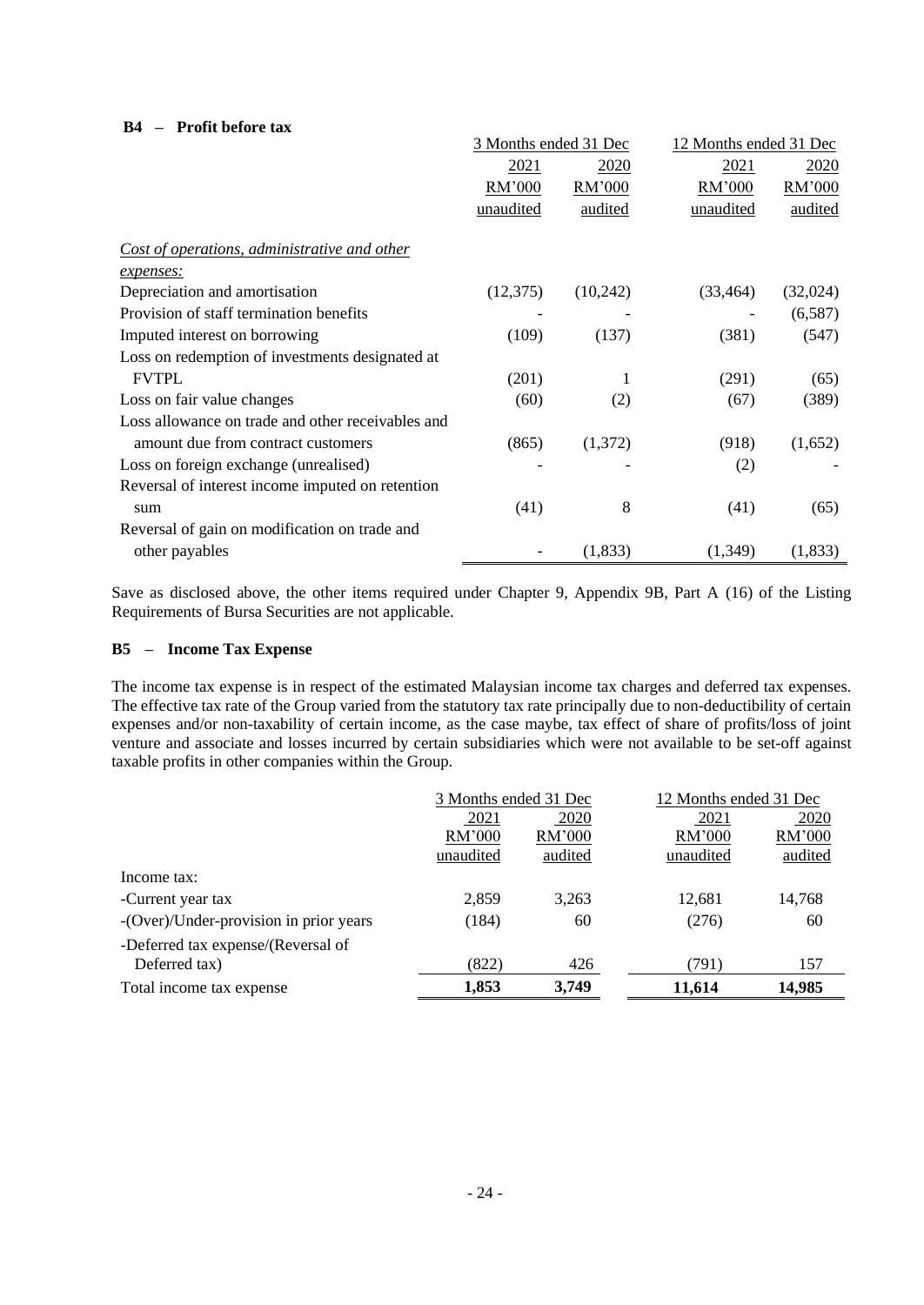### B4 – Profit before tax

| | 3 Months ended 31 Dec | | 12 Months ended 31 Dec | |
|---|---|---|---|---|
| | 2021 | 2020 | 2021 | 2020 |
| | RM'000 | RM'000 | RM'000 | RM'000 |
| | unaudited | audited | unaudited | audited |
| *Cost of operations, administrative and other expenses:* | | | | |
| Depreciation and amortisation | (12,375) | (10,242) | (33,464) | (32,024) |
| Provision of staff termination benefits | - | - | - | (6,587) |
| Imputed interest on borrowing | (109) | (137) | (381) | (547) |
| Loss on redemption of investments designated at FVTPL | (201) | 1 | (291) | (65) |
| Loss on fair value changes | (60) | (2) | (67) | (389) |
| Loss allowance on trade and other receivables and amount due from contract customers | (865) | (1,372) | (918) | (1,652) |
| Loss on foreign exchange (unrealised) | - | - | (2) | - |
| Reversal of interest income imputed on retention sum | (41) | 8 | (41) | (65) |
| Reversal of gain on modification on trade and other payables | - | (1,833) | (1,349) | (1,833) |

Save as disclosed above, the other items required under Chapter 9, Appendix 9B, Part A (16) of the Listing Requirements of Bursa Securities are not applicable.

### B5 – Income Tax Expense

The income tax expense is in respect of the estimated Malaysian income tax charges and deferred tax expenses. The effective tax rate of the Group varied from the statutory tax rate principally due to non-deductibility of certain expenses and/or non-taxability of certain income, as the case maybe, tax effect of share of profits/loss of joint venture and associate and losses incurred by certain subsidiaries which were not available to be set-off against taxable profits in other companies within the Group.

| | 3 Months ended 31 Dec | | 12 Months ended 31 Dec | |
|---|---|---|---|---|
| | 2021 | 2020 | 2021 | 2020 |
| | RM'000 | RM'000 | RM'000 | RM'000 |
| | unaudited | audited | unaudited | audited |
| Income tax: | | | | |
| -Current year tax | 2,859 | 3,263 | 12,681 | 14,768 |
| -(Over)/Under-provision in prior years | (184) | 60 | (276) | 60 |
| -Deferred tax expense/(Reversal of Deferred tax) | (822) | 426 | (791) | 157 |
| Total income tax expense | **1,853** | **3,749** | **11,614** | **14,985** |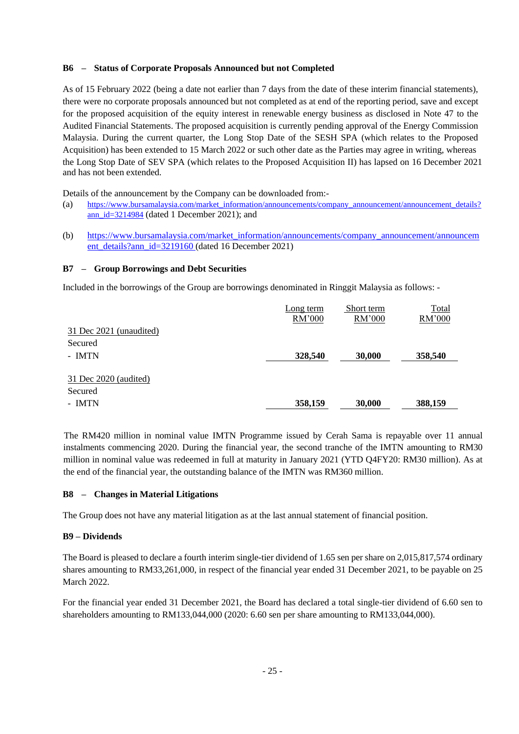**B6 – Status of Corporate Proposals Announced but not Completed**

As of 15 February 2022 (being a date not earlier than 7 days from the date of these interim financial statements), there were no corporate proposals announced but not completed as at end of the reporting period, save and except for the proposed acquisition of the equity interest in renewable energy business as disclosed in Note 47 to the Audited Financial Statements. The proposed acquisition is currently pending approval of the Energy Commission Malaysia. During the current quarter, the Long Stop Date of the SESH SPA (which relates to the Proposed Acquisition) has been extended to 15 March 2022 or such other date as the Parties may agree in writing, whereas the Long Stop Date of SEV SPA (which relates to the Proposed Acquisition II) has lapsed on 16 December 2021 and has not been extended.

Details of the announcement by the Company can be downloaded from:-

(a) https://www.bursamalaysia.com/market_information/announcements/company_announcement/announcement_details?ann_id=3214984 (dated 1 December 2021); and

(b) https://www.bursamalaysia.com/market_information/announcements/company_announcement/announcement_details?ann_id=3219160 (dated 16 December 2021)

**B7 – Group Borrowings and Debt Securities**

Included in the borrowings of the Group are borrowings denominated in Ringgit Malaysia as follows: -

| | Long term RM'000 | Short term RM'000 | Total RM'000 |
|---|---|---|---|
| 31 Dec 2021 (unaudited) | | | |
| Secured | | | |
| - IMTN | **328,540** | **30,000** | **358,540** |
| 31 Dec 2020 (audited) | | | |
| Secured | | | |
| - IMTN | **358,159** | **30,000** | **388,159** |

The RM420 million in nominal value IMTN Programme issued by Cerah Sama is repayable over 11 annual instalments commencing 2020. During the financial year, the second tranche of the IMTN amounting to RM30 million in nominal value was redeemed in full at maturity in January 2021 (YTD Q4FY20: RM30 million). As at the end of the financial year, the outstanding balance of the IMTN was RM360 million.

**B8 – Changes in Material Litigations**

The Group does not have any material litigation as at the last annual statement of financial position.

**B9 – Dividends**

The Board is pleased to declare a fourth interim single-tier dividend of 1.65 sen per share on 2,015,817,574 ordinary shares amounting to RM33,261,000, in respect of the financial year ended 31 December 2021, to be payable on 25 March 2022.

For the financial year ended 31 December 2021, the Board has declared a total single-tier dividend of 6.60 sen to shareholders amounting to RM133,044,000 (2020: 6.60 sen per share amounting to RM133,044,000).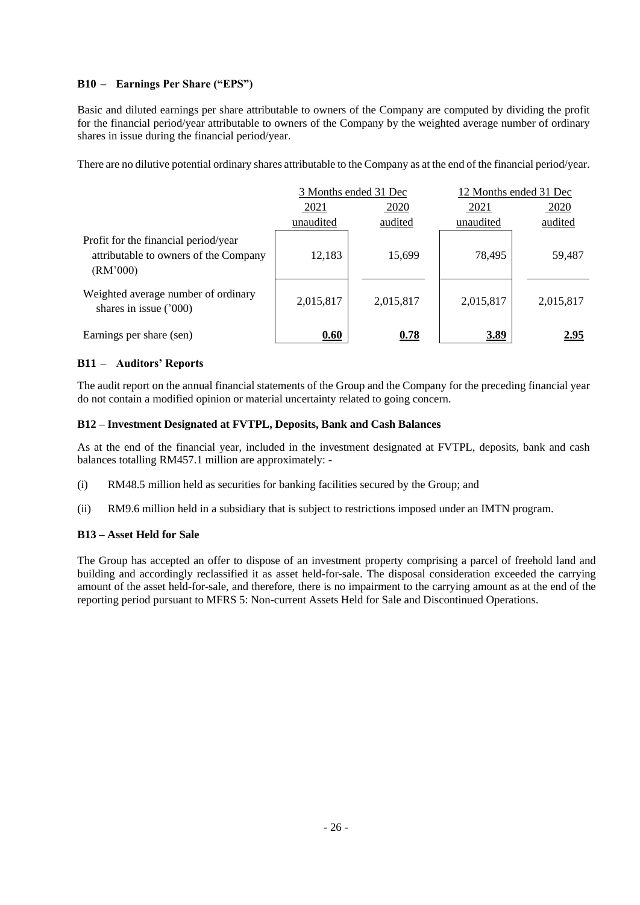### B10 – Earnings Per Share ("EPS")

Basic and diluted earnings per share attributable to owners of the Company are computed by dividing the profit for the financial period/year attributable to owners of the Company by the weighted average number of ordinary shares in issue during the financial period/year.

There are no dilutive potential ordinary shares attributable to the Company as at the end of the financial period/year.

| | 3 Months ended 31 Dec | | 12 Months ended 31 Dec | |
|---|---|---|---|---|
| | 2021 unaudited | 2020 audited | 2021 unaudited | 2020 audited |
| Profit for the financial period/year attributable to owners of the Company (RM'000) | 12,183 | 15,699 | 78,495 | 59,487 |
| Weighted average number of ordinary shares in issue ('000) | 2,015,817 | 2,015,817 | 2,015,817 | 2,015,817 |
| Earnings per share (sen) | **0.60** | **0.78** | **3.89** | **2.95** |

### B11 – Auditors' Reports

The audit report on the annual financial statements of the Group and the Company for the preceding financial year do not contain a modified opinion or material uncertainty related to going concern.

### B12 – Investment Designated at FVTPL, Deposits, Bank and Cash Balances

As at the end of the financial year, included in the investment designated at FVTPL, deposits, bank and cash balances totalling RM457.1 million are approximately: -

(i) RM48.5 million held as securities for banking facilities secured by the Group; and

(ii) RM9.6 million held in a subsidiary that is subject to restrictions imposed under an IMTN program.

### B13 – Asset Held for Sale

The Group has accepted an offer to dispose of an investment property comprising a parcel of freehold land and building and accordingly reclassified it as asset held-for-sale. The disposal consideration exceeded the carrying amount of the asset held-for-sale, and therefore, there is no impairment to the carrying amount as at the end of the reporting period pursuant to MFRS 5: Non-current Assets Held for Sale and Discontinued Operations.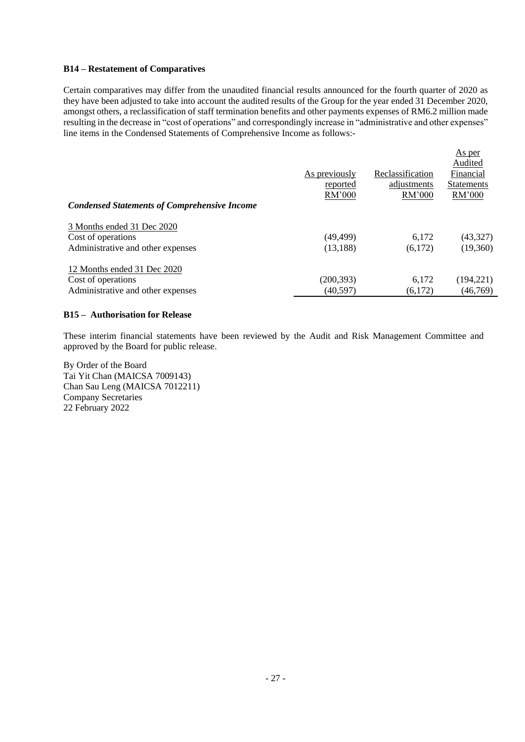**B14 – Restatement of Comparatives**

Certain comparatives may differ from the unaudited financial results announced for the fourth quarter of 2020 as they have been adjusted to take into account the audited results of the Group for the year ended 31 December 2020, amongst others, a reclassification of staff termination benefits and other payments expenses of RM6.2 million made resulting in the decrease in "cost of operations" and correspondingly increase in "administrative and other expenses" line items in the Condensed Statements of Comprehensive Income as follows:-

| | As previously reported RM'000 | Reclassification adjustments RM'000 | As per Audited Financial Statements RM'000 |
|---|---|---|---|
| ***Condensed Statements of Comprehensive Income*** | | | |
| 3 Months ended 31 Dec 2020 | | | |
| Cost of operations | (49,499) | 6,172 | (43,327) |
| Administrative and other expenses | (13,188) | (6,172) | (19,360) |
| 12 Months ended 31 Dec 2020 | | | |
| Cost of operations | (200,393) | 6,172 | (194,221) |
| Administrative and other expenses | (40,597) | (6,172) | (46,769) |

**B15 – Authorisation for Release**

These interim financial statements have been reviewed by the Audit and Risk Management Committee and approved by the Board for public release.

By Order of the Board
Tai Yit Chan (MAICSA 7009143)
Chan Sau Leng (MAICSA 7012211)
Company Secretaries
22 February 2022